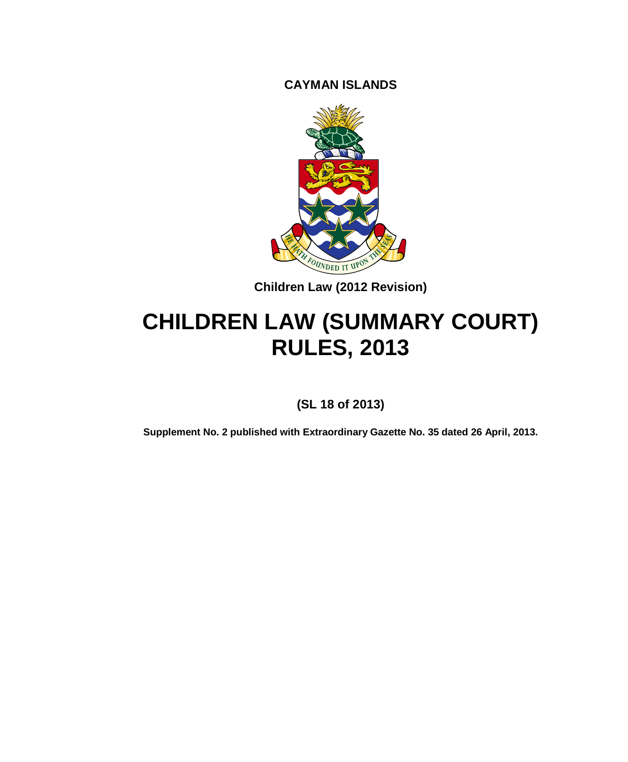**CAYMAN ISLANDS**

**Children Law (2012 Revision)**

# CHILDREN LAW (SUMMARY COURT) RULES, 2013

**(SL 18 of 2013)**

**Supplement No. 2 published with Extraordinary Gazette No. 35 dated 26 April, 2013.**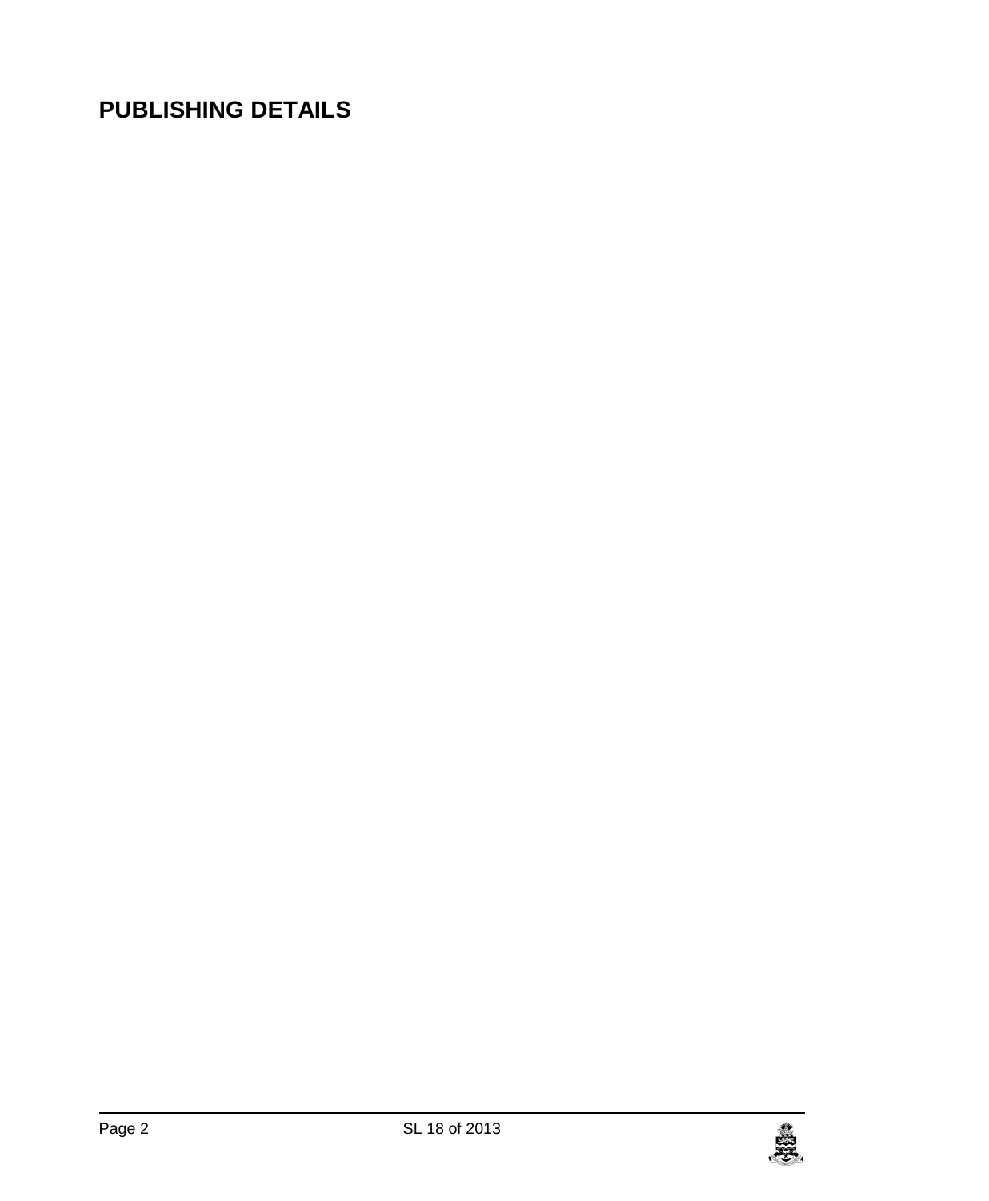## PUBLISHING DETAILS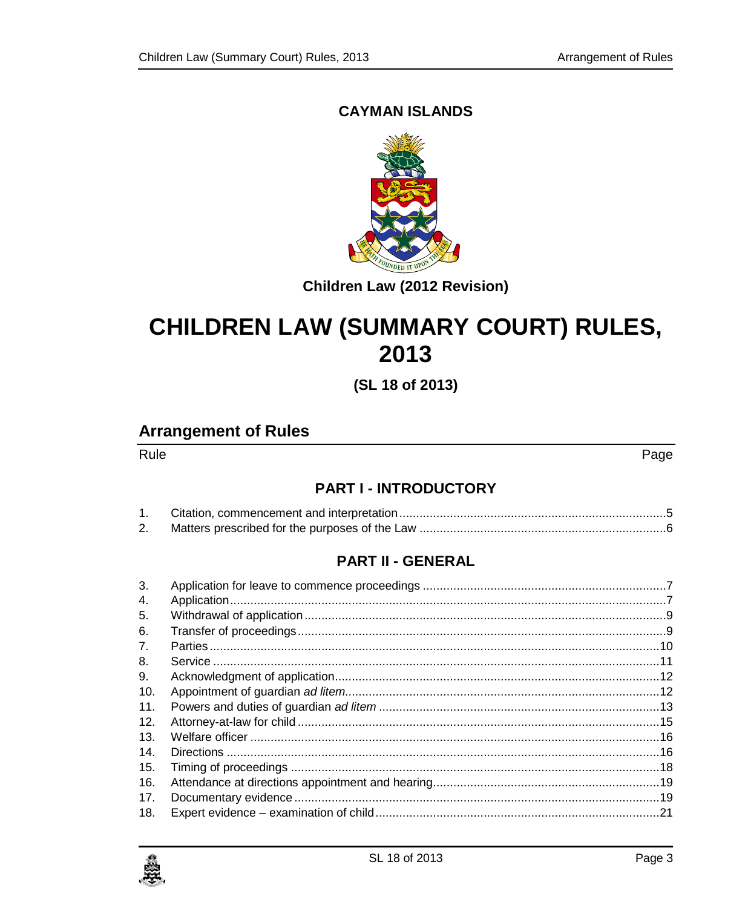**CAYMAN ISLANDS**

**Children Law (2012 Revision)**

# CHILDREN LAW (SUMMARY COURT) RULES, 2013

**(SL 18 of 2013)**

## Arrangement of Rules

| Rule | | Page |
|---|---|---|
| | **PART I - INTRODUCTORY** | |
| 1. | Citation, commencement and interpretation | 5 |
| 2. | Matters prescribed for the purposes of the Law | 6 |
| | **PART II - GENERAL** | |
| 3. | Application for leave to commence proceedings | 7 |
| 4. | Application | 7 |
| 5. | Withdrawal of application | 9 |
| 6. | Transfer of proceedings | 9 |
| 7. | Parties | 10 |
| 8. | Service | 11 |
| 9. | Acknowledgment of application | 12 |
| 10. | Appointment of guardian *ad litem* | 12 |
| 11. | Powers and duties of guardian *ad litem* | 13 |
| 12. | Attorney-at-law for child | 15 |
| 13. | Welfare officer | 16 |
| 14. | Directions | 16 |
| 15. | Timing of proceedings | 18 |
| 16. | Attendance at directions appointment and hearing | 19 |
| 17. | Documentary evidence | 19 |
| 18. | Expert evidence – examination of child | 21 |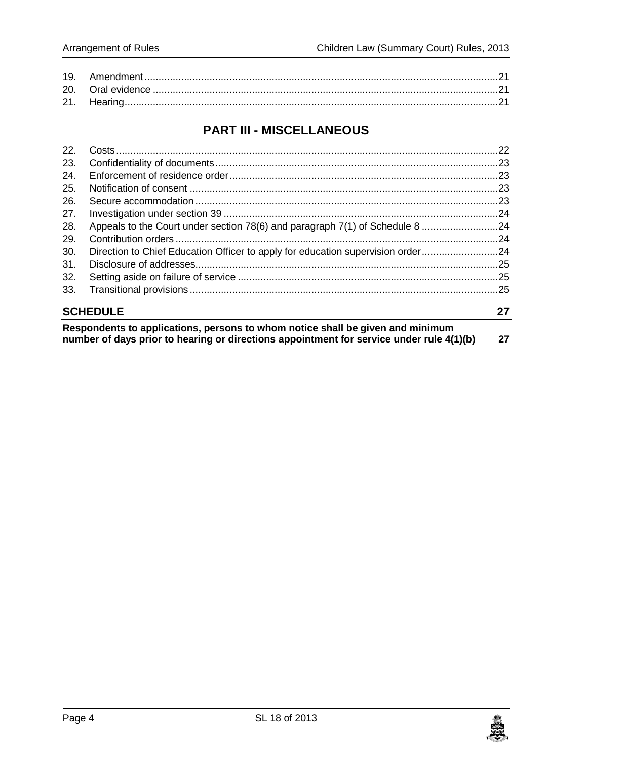19. Amendment .....21
20. Oral evidence .....21
21. Hearing .....21

## PART III - MISCELLANEOUS

22. Costs .....22
23. Confidentiality of documents .....23
24. Enforcement of residence order .....23
25. Notification of consent .....23
26. Secure accommodation .....23
27. Investigation under section 39 .....24
28. Appeals to the Court under section 78(6) and paragraph 7(1) of Schedule 8 .....24
29. Contribution orders .....24
30. Direction to Chief Education Officer to apply for education supervision order .....24
31. Disclosure of addresses .....25
32. Setting aside on failure of service .....25
33. Transitional provisions .....25

**SCHEDULE** **27**

**Respondents to applications, persons to whom notice shall be given and minimum number of days prior to hearing or directions appointment for service under rule 4(1)(b)** **27**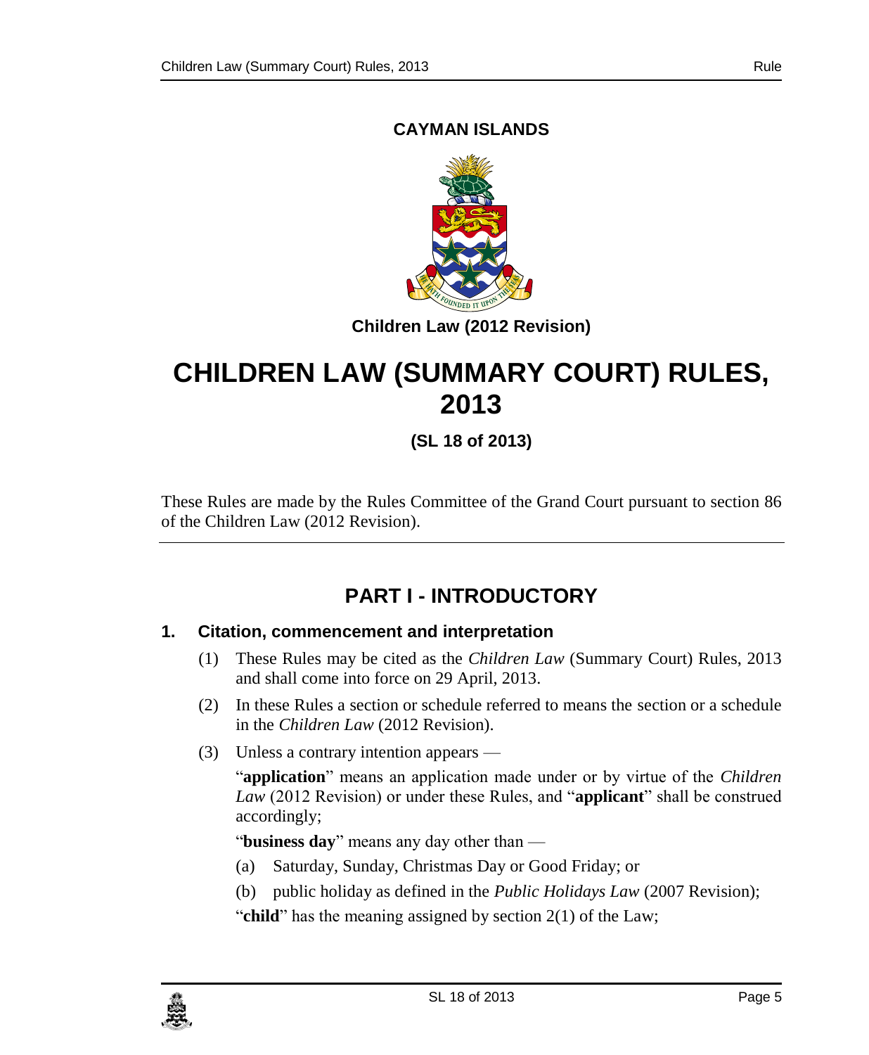**CAYMAN ISLANDS**

**Children Law (2012 Revision)**

# CHILDREN LAW (SUMMARY COURT) RULES, 2013

**(SL 18 of 2013)**

These Rules are made by the Rules Committee of the Grand Court pursuant to section 86 of the Children Law (2012 Revision).

## PART I - INTRODUCTORY

### 1. Citation, commencement and interpretation

(1) These Rules may be cited as the *Children Law* (Summary Court) Rules, 2013 and shall come into force on 29 April, 2013.

(2) In these Rules a section or schedule referred to means the section or a schedule in the *Children Law* (2012 Revision).

(3) Unless a contrary intention appears —

"**application**" means an application made under or by virtue of the *Children Law* (2012 Revision) or under these Rules, and "**applicant**" shall be construed accordingly;

"**business day**" means any day other than —

(a) Saturday, Sunday, Christmas Day or Good Friday; or

(b) public holiday as defined in the *Public Holidays Law* (2007 Revision);

"**child**" has the meaning assigned by section 2(1) of the Law;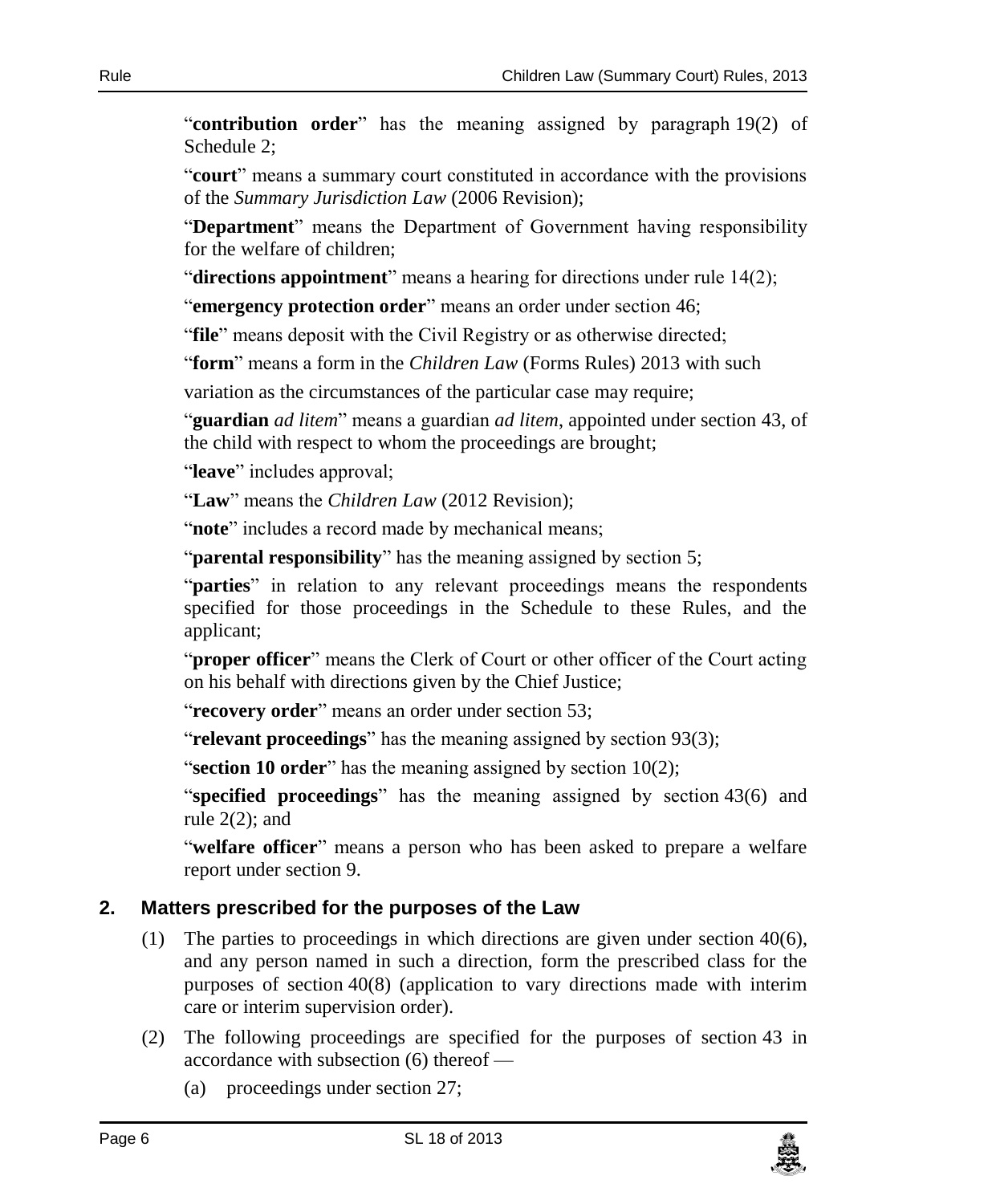"**contribution order**" has the meaning assigned by paragraph 19(2) of Schedule 2;

"**court**" means a summary court constituted in accordance with the provisions of the *Summary Jurisdiction Law* (2006 Revision);

"**Department**" means the Department of Government having responsibility for the welfare of children;

"**directions appointment**" means a hearing for directions under rule 14(2);

"**emergency protection order**" means an order under section 46;

"**file**" means deposit with the Civil Registry or as otherwise directed;

"**form**" means a form in the *Children Law* (Forms Rules) 2013 with such variation as the circumstances of the particular case may require;

"**guardian** *ad litem*" means a guardian *ad litem*, appointed under section 43, of the child with respect to whom the proceedings are brought;

"**leave**" includes approval;

"**Law**" means the *Children Law* (2012 Revision);

"**note**" includes a record made by mechanical means;

"**parental responsibility**" has the meaning assigned by section 5;

"**parties**" in relation to any relevant proceedings means the respondents specified for those proceedings in the Schedule to these Rules, and the applicant;

"**proper officer**" means the Clerk of Court or other officer of the Court acting on his behalf with directions given by the Chief Justice;

"**recovery order**" means an order under section 53;

"**relevant proceedings**" has the meaning assigned by section 93(3);

"**section 10 order**" has the meaning assigned by section 10(2);

"**specified proceedings**" has the meaning assigned by section 43(6) and rule 2(2); and

"**welfare officer**" means a person who has been asked to prepare a welfare report under section 9.

## 2. Matters prescribed for the purposes of the Law

(1) The parties to proceedings in which directions are given under section 40(6), and any person named in such a direction, form the prescribed class for the purposes of section 40(8) (application to vary directions made with interim care or interim supervision order).

(2) The following proceedings are specified for the purposes of section 43 in accordance with subsection (6) thereof —

(a) proceedings under section 27;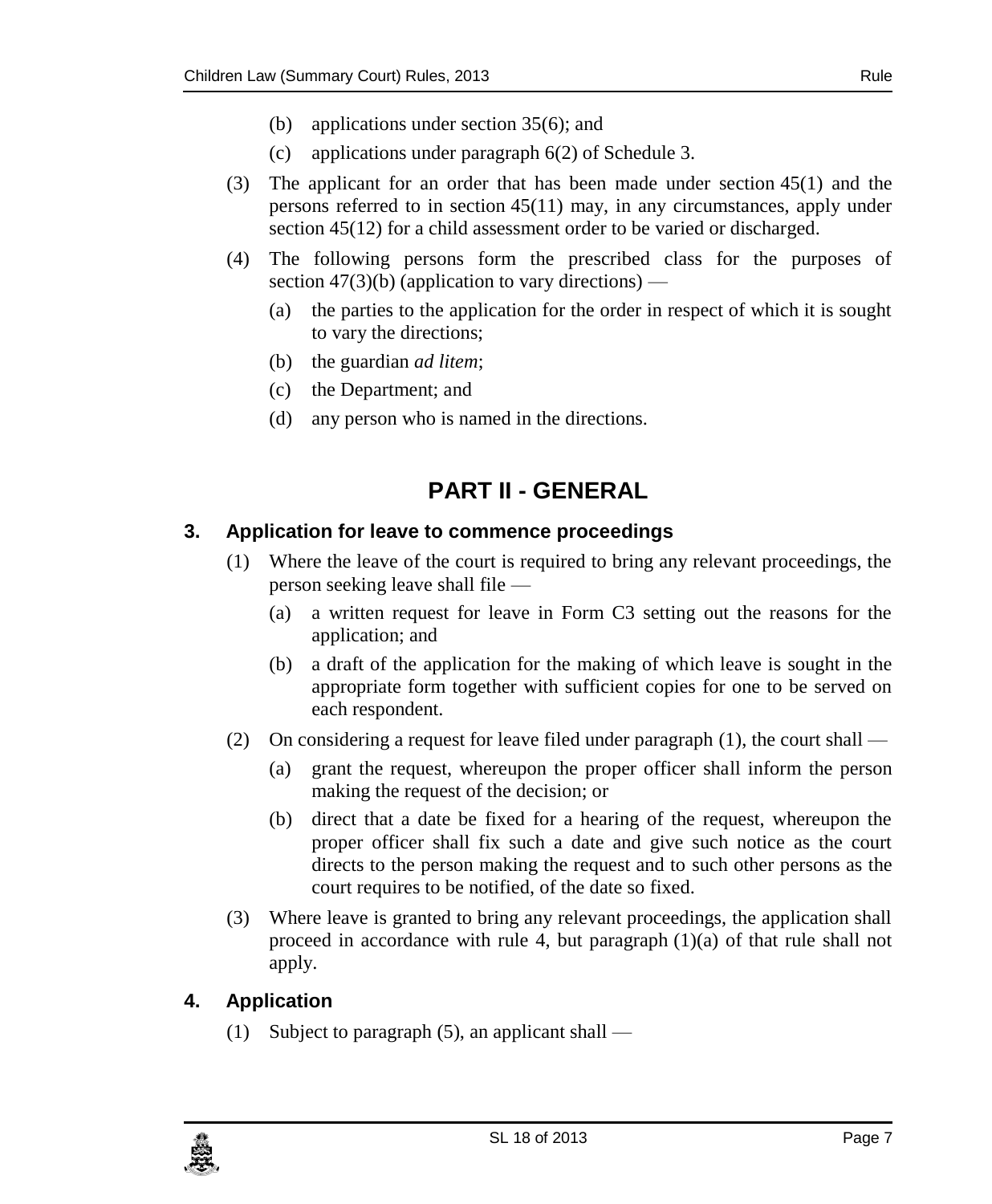(b) applications under section 35(6); and

(c) applications under paragraph 6(2) of Schedule 3.

(3) The applicant for an order that has been made under section 45(1) and the persons referred to in section 45(11) may, in any circumstances, apply under section 45(12) for a child assessment order to be varied or discharged.

(4) The following persons form the prescribed class for the purposes of section 47(3)(b) (application to vary directions) —

(a) the parties to the application for the order in respect of which it is sought to vary the directions;

(b) the guardian *ad litem*;

(c) the Department; and

(d) any person who is named in the directions.

## PART II - GENERAL

### 3. Application for leave to commence proceedings

(1) Where the leave of the court is required to bring any relevant proceedings, the person seeking leave shall file —

(a) a written request for leave in Form C3 setting out the reasons for the application; and

(b) a draft of the application for the making of which leave is sought in the appropriate form together with sufficient copies for one to be served on each respondent.

(2) On considering a request for leave filed under paragraph (1), the court shall —

(a) grant the request, whereupon the proper officer shall inform the person making the request of the decision; or

(b) direct that a date be fixed for a hearing of the request, whereupon the proper officer shall fix such a date and give such notice as the court directs to the person making the request and to such other persons as the court requires to be notified, of the date so fixed.

(3) Where leave is granted to bring any relevant proceedings, the application shall proceed in accordance with rule 4, but paragraph (1)(a) of that rule shall not apply.

### 4. Application

(1) Subject to paragraph (5), an applicant shall —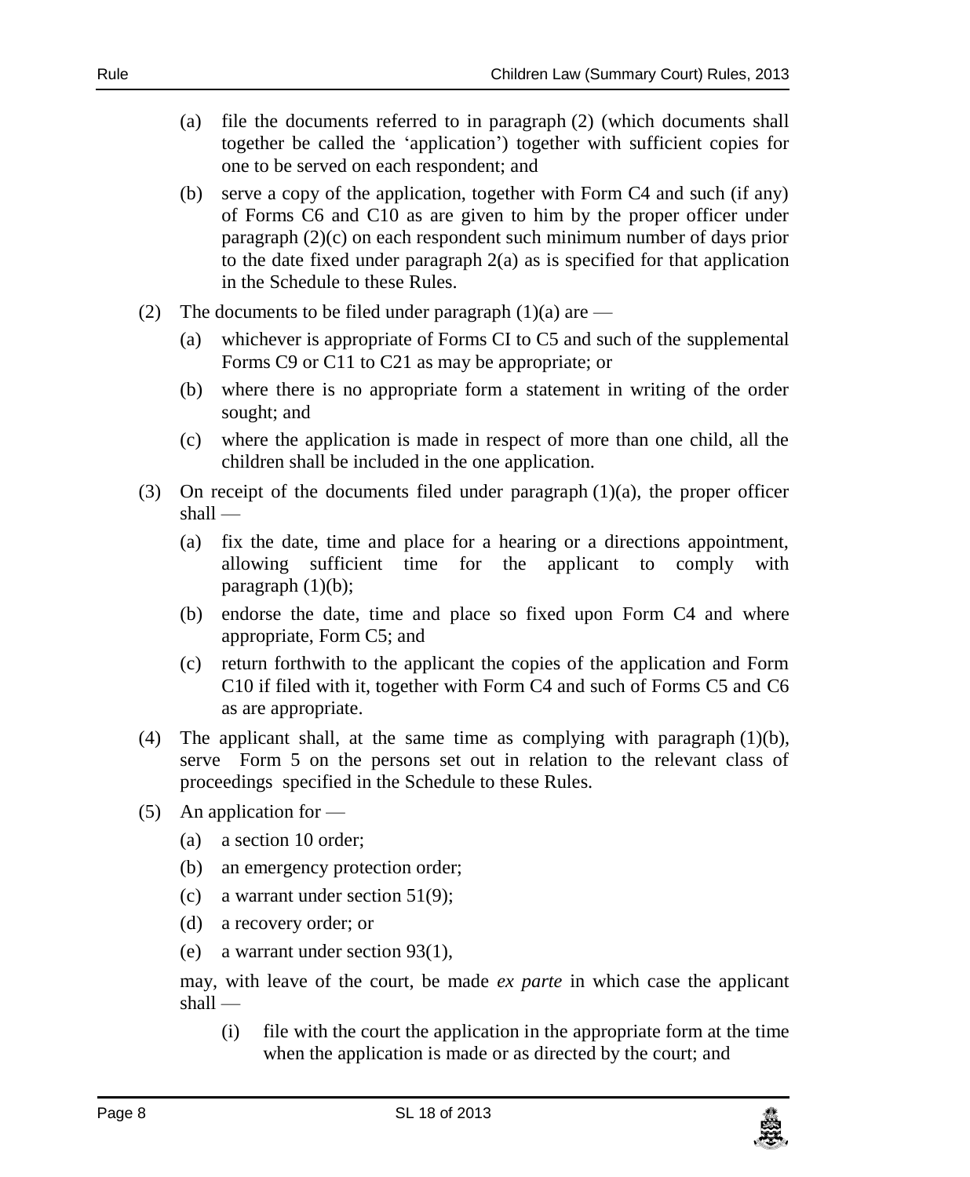(a) file the documents referred to in paragraph (2) (which documents shall together be called the 'application') together with sufficient copies for one to be served on each respondent; and

(b) serve a copy of the application, together with Form C4 and such (if any) of Forms C6 and C10 as are given to him by the proper officer under paragraph (2)(c) on each respondent such minimum number of days prior to the date fixed under paragraph 2(a) as is specified for that application in the Schedule to these Rules.

(2) The documents to be filed under paragraph (1)(a) are —

(a) whichever is appropriate of Forms CI to C5 and such of the supplemental Forms C9 or C11 to C21 as may be appropriate; or

(b) where there is no appropriate form a statement in writing of the order sought; and

(c) where the application is made in respect of more than one child, all the children shall be included in the one application.

(3) On receipt of the documents filed under paragraph (1)(a), the proper officer shall —

(a) fix the date, time and place for a hearing or a directions appointment, allowing sufficient time for the applicant to comply with paragraph (1)(b);

(b) endorse the date, time and place so fixed upon Form C4 and where appropriate, Form C5; and

(c) return forthwith to the applicant the copies of the application and Form C10 if filed with it, together with Form C4 and such of Forms C5 and C6 as are appropriate.

(4) The applicant shall, at the same time as complying with paragraph (1)(b), serve Form 5 on the persons set out in relation to the relevant class of proceedings specified in the Schedule to these Rules.

(5) An application for —

(a) a section 10 order;

(b) an emergency protection order;

(c) a warrant under section 51(9);

(d) a recovery order; or

(e) a warrant under section 93(1),

may, with leave of the court, be made *ex parte* in which case the applicant shall —

(i) file with the court the application in the appropriate form at the time when the application is made or as directed by the court; and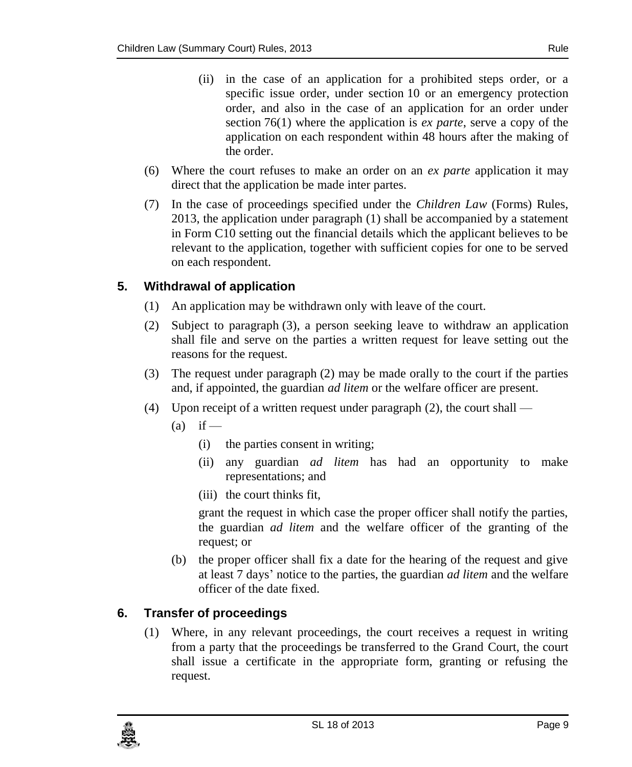(ii) in the case of an application for a prohibited steps order, or a specific issue order, under section 10 or an emergency protection order, and also in the case of an application for an order under section 76(1) where the application is *ex parte*, serve a copy of the application on each respondent within 48 hours after the making of the order.

(6) Where the court refuses to make an order on an *ex parte* application it may direct that the application be made inter partes.

(7) In the case of proceedings specified under the *Children Law* (Forms) Rules, 2013, the application under paragraph (1) shall be accompanied by a statement in Form C10 setting out the financial details which the applicant believes to be relevant to the application, together with sufficient copies for one to be served on each respondent.

### 5. Withdrawal of application

(1) An application may be withdrawn only with leave of the court.

(2) Subject to paragraph (3), a person seeking leave to withdraw an application shall file and serve on the parties a written request for leave setting out the reasons for the request.

(3) The request under paragraph (2) may be made orally to the court if the parties and, if appointed, the guardian *ad litem* or the welfare officer are present.

(4) Upon receipt of a written request under paragraph (2), the court shall —

(a) if —

(i) the parties consent in writing;

(ii) any guardian *ad litem* has had an opportunity to make representations; and

(iii) the court thinks fit,

grant the request in which case the proper officer shall notify the parties, the guardian *ad litem* and the welfare officer of the granting of the request; or

(b) the proper officer shall fix a date for the hearing of the request and give at least 7 days' notice to the parties, the guardian *ad litem* and the welfare officer of the date fixed.

### 6. Transfer of proceedings

(1) Where, in any relevant proceedings, the court receives a request in writing from a party that the proceedings be transferred to the Grand Court, the court shall issue a certificate in the appropriate form, granting or refusing the request.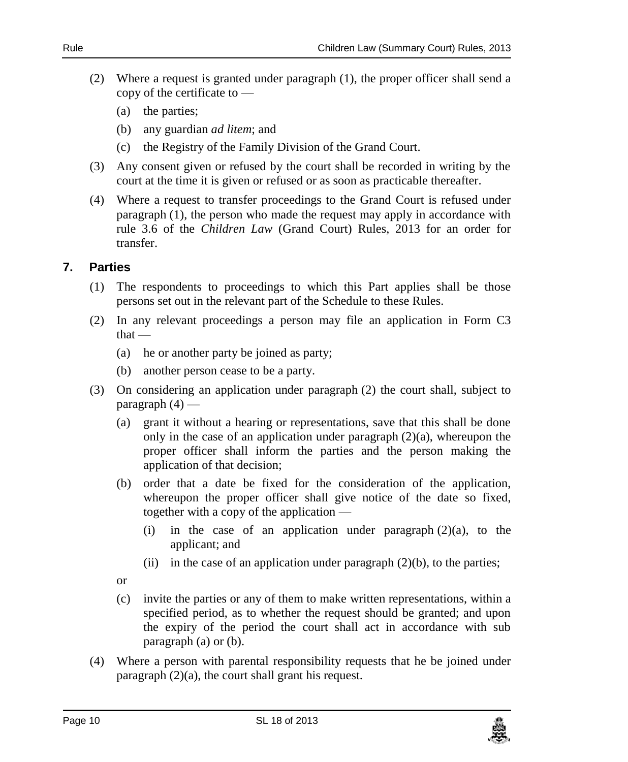(2) Where a request is granted under paragraph (1), the proper officer shall send a copy of the certificate to —

   (a) the parties;

   (b) any guardian *ad litem*; and

   (c) the Registry of the Family Division of the Grand Court.

(3) Any consent given or refused by the court shall be recorded in writing by the court at the time it is given or refused or as soon as practicable thereafter.

(4) Where a request to transfer proceedings to the Grand Court is refused under paragraph (1), the person who made the request may apply in accordance with rule 3.6 of the *Children Law* (Grand Court) Rules, 2013 for an order for transfer.

### 7. Parties

(1) The respondents to proceedings to which this Part applies shall be those persons set out in the relevant part of the Schedule to these Rules.

(2) In any relevant proceedings a person may file an application in Form C3 that —

   (a) he or another party be joined as party;

   (b) another person cease to be a party.

(3) On considering an application under paragraph (2) the court shall, subject to paragraph (4) —

   (a) grant it without a hearing or representations, save that this shall be done only in the case of an application under paragraph (2)(a), whereupon the proper officer shall inform the parties and the person making the application of that decision;

   (b) order that a date be fixed for the consideration of the application, whereupon the proper officer shall give notice of the date so fixed, together with a copy of the application —

      (i) in the case of an application under paragraph (2)(a), to the applicant; and

      (ii) in the case of an application under paragraph (2)(b), to the parties;

   or

   (c) invite the parties or any of them to make written representations, within a specified period, as to whether the request should be granted; and upon the expiry of the period the court shall act in accordance with sub paragraph (a) or (b).

(4) Where a person with parental responsibility requests that he be joined under paragraph (2)(a), the court shall grant his request.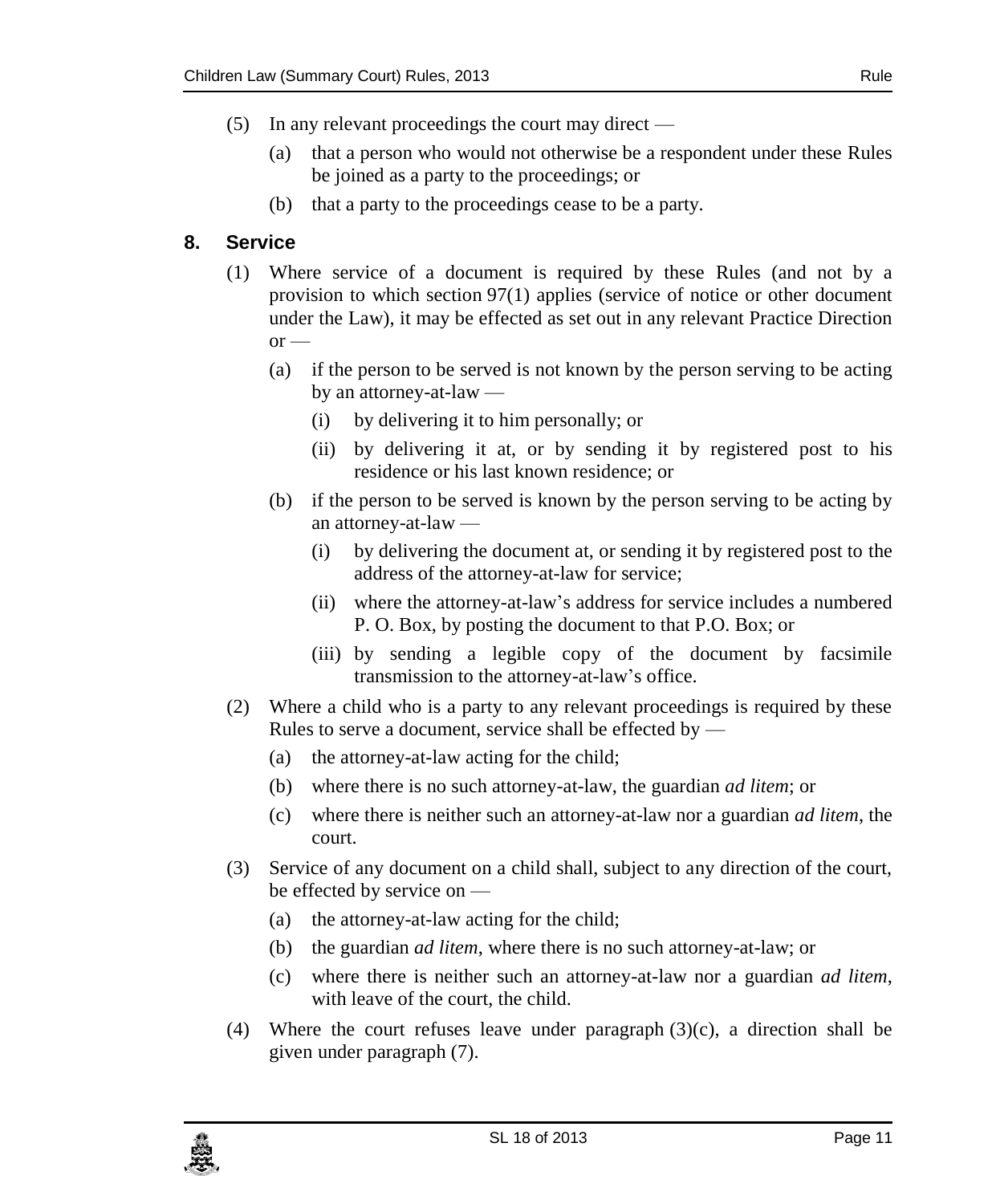(5) In any relevant proceedings the court may direct —

(a) that a person who would not otherwise be a respondent under these Rules be joined as a party to the proceedings; or

(b) that a party to the proceedings cease to be a party.

## 8. Service

(1) Where service of a document is required by these Rules (and not by a provision to which section 97(1) applies (service of notice or other document under the Law), it may be effected as set out in any relevant Practice Direction or —

(a) if the person to be served is not known by the person serving to be acting by an attorney-at-law —

(i) by delivering it to him personally; or

(ii) by delivering it at, or by sending it by registered post to his residence or his last known residence; or

(b) if the person to be served is known by the person serving to be acting by an attorney-at-law —

(i) by delivering the document at, or sending it by registered post to the address of the attorney-at-law for service;

(ii) where the attorney-at-law's address for service includes a numbered P. O. Box, by posting the document to that P.O. Box; or

(iii) by sending a legible copy of the document by facsimile transmission to the attorney-at-law's office.

(2) Where a child who is a party to any relevant proceedings is required by these Rules to serve a document, service shall be effected by —

(a) the attorney-at-law acting for the child;

(b) where there is no such attorney-at-law, the guardian *ad litem*; or

(c) where there is neither such an attorney-at-law nor a guardian *ad litem*, the court.

(3) Service of any document on a child shall, subject to any direction of the court, be effected by service on —

(a) the attorney-at-law acting for the child;

(b) the guardian *ad litem*, where there is no such attorney-at-law; or

(c) where there is neither such an attorney-at-law nor a guardian *ad litem*, with leave of the court, the child.

(4) Where the court refuses leave under paragraph (3)(c), a direction shall be given under paragraph (7).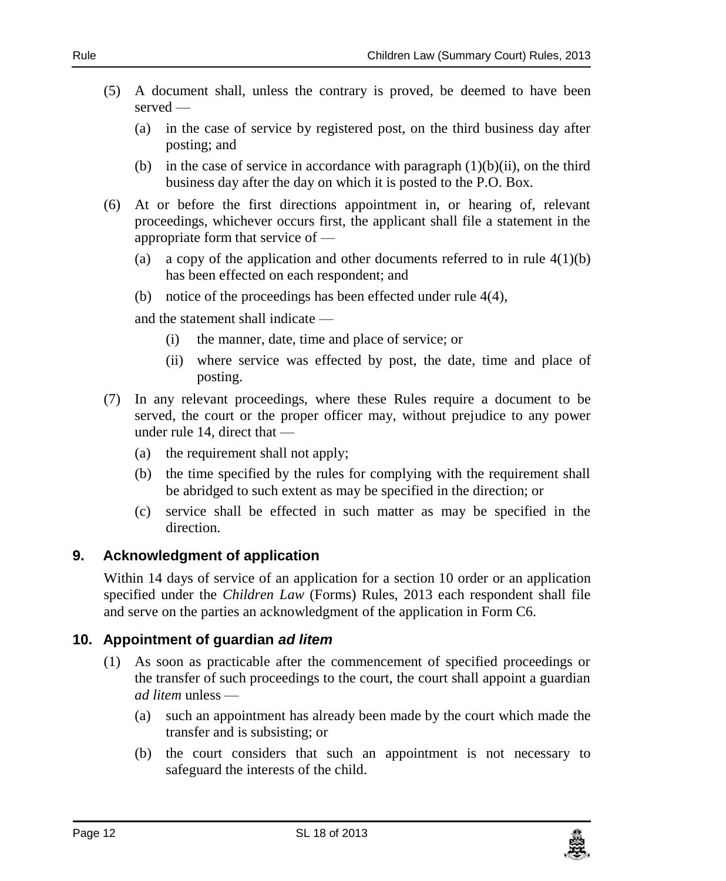(5) A document shall, unless the contrary is proved, be deemed to have been served —

(a) in the case of service by registered post, on the third business day after posting; and

(b) in the case of service in accordance with paragraph (1)(b)(ii), on the third business day after the day on which it is posted to the P.O. Box.

(6) At or before the first directions appointment in, or hearing of, relevant proceedings, whichever occurs first, the applicant shall file a statement in the appropriate form that service of —

(a) a copy of the application and other documents referred to in rule 4(1)(b) has been effected on each respondent; and

(b) notice of the proceedings has been effected under rule 4(4),

and the statement shall indicate —

(i) the manner, date, time and place of service; or

(ii) where service was effected by post, the date, time and place of posting.

(7) In any relevant proceedings, where these Rules require a document to be served, the court or the proper officer may, without prejudice to any power under rule 14, direct that —

(a) the requirement shall not apply;

(b) the time specified by the rules for complying with the requirement shall be abridged to such extent as may be specified in the direction; or

(c) service shall be effected in such matter as may be specified in the direction.

## 9. Acknowledgment of application

Within 14 days of service of an application for a section 10 order or an application specified under the *Children Law* (Forms) Rules, 2013 each respondent shall file and serve on the parties an acknowledgment of the application in Form C6.

## 10. Appointment of guardian *ad litem*

(1) As soon as practicable after the commencement of specified proceedings or the transfer of such proceedings to the court, the court shall appoint a guardian *ad litem* unless —

(a) such an appointment has already been made by the court which made the transfer and is subsisting; or

(b) the court considers that such an appointment is not necessary to safeguard the interests of the child.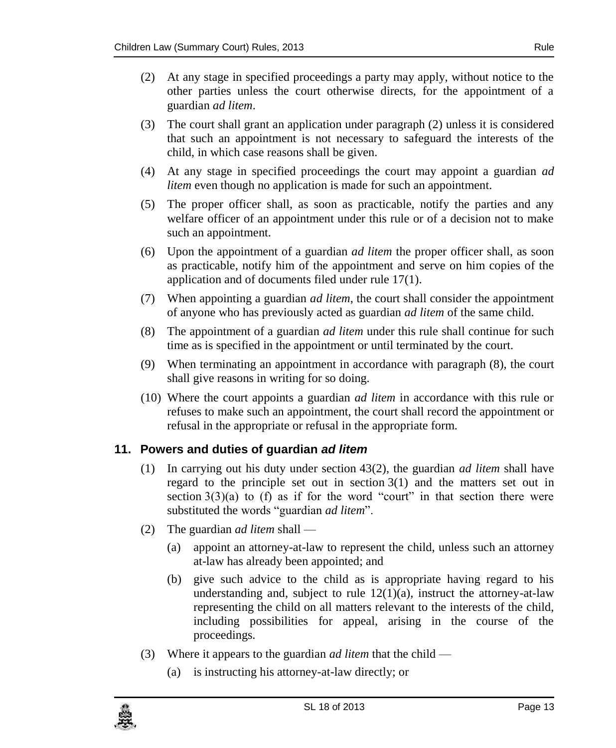(2) At any stage in specified proceedings a party may apply, without notice to the other parties unless the court otherwise directs, for the appointment of a guardian *ad litem*.

(3) The court shall grant an application under paragraph (2) unless it is considered that such an appointment is not necessary to safeguard the interests of the child, in which case reasons shall be given.

(4) At any stage in specified proceedings the court may appoint a guardian *ad litem* even though no application is made for such an appointment.

(5) The proper officer shall, as soon as practicable, notify the parties and any welfare officer of an appointment under this rule or of a decision not to make such an appointment.

(6) Upon the appointment of a guardian *ad litem* the proper officer shall, as soon as practicable, notify him of the appointment and serve on him copies of the application and of documents filed under rule 17(1).

(7) When appointing a guardian *ad litem*, the court shall consider the appointment of anyone who has previously acted as guardian *ad litem* of the same child.

(8) The appointment of a guardian *ad litem* under this rule shall continue for such time as is specified in the appointment or until terminated by the court.

(9) When terminating an appointment in accordance with paragraph (8), the court shall give reasons in writing for so doing.

(10) Where the court appoints a guardian *ad litem* in accordance with this rule or refuses to make such an appointment, the court shall record the appointment or refusal in the appropriate or refusal in the appropriate form.

### 11. Powers and duties of guardian *ad litem*

(1) In carrying out his duty under section 43(2), the guardian *ad litem* shall have regard to the principle set out in section 3(1) and the matters set out in section 3(3)(a) to (f) as if for the word "court" in that section there were substituted the words "guardian *ad litem*".

(2) The guardian *ad litem* shall —

(a) appoint an attorney-at-law to represent the child, unless such an attorney at-law has already been appointed; and

(b) give such advice to the child as is appropriate having regard to his understanding and, subject to rule 12(1)(a), instruct the attorney-at-law representing the child on all matters relevant to the interests of the child, including possibilities for appeal, arising in the course of the proceedings.

(3) Where it appears to the guardian *ad litem* that the child —

(a) is instructing his attorney-at-law directly; or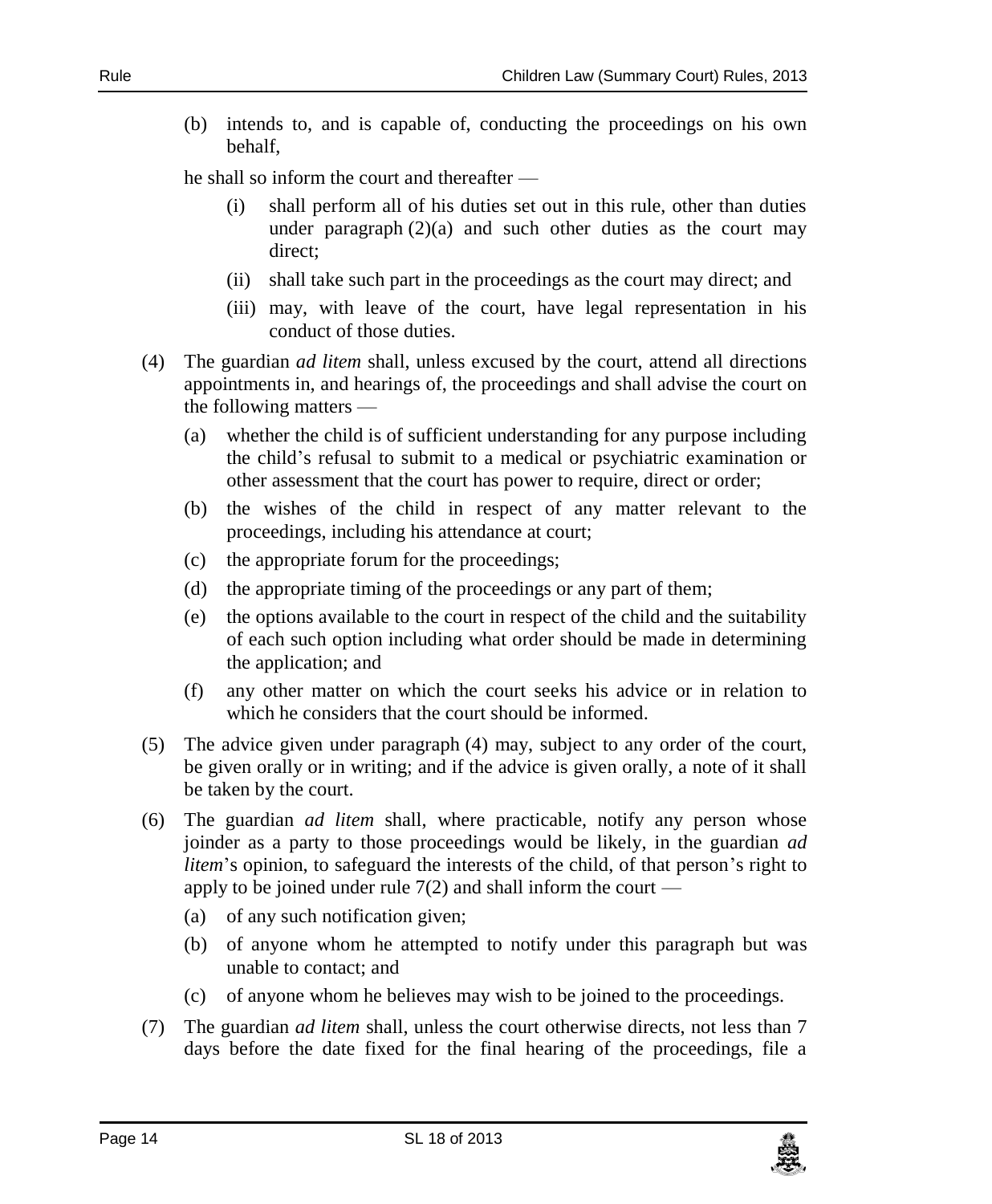(b) intends to, and is capable of, conducting the proceedings on his own behalf,

he shall so inform the court and thereafter —

(i) shall perform all of his duties set out in this rule, other than duties under paragraph (2)(a) and such other duties as the court may direct;

(ii) shall take such part in the proceedings as the court may direct; and

(iii) may, with leave of the court, have legal representation in his conduct of those duties.

(4) The guardian *ad litem* shall, unless excused by the court, attend all directions appointments in, and hearings of, the proceedings and shall advise the court on the following matters —

(a) whether the child is of sufficient understanding for any purpose including the child's refusal to submit to a medical or psychiatric examination or other assessment that the court has power to require, direct or order;

(b) the wishes of the child in respect of any matter relevant to the proceedings, including his attendance at court;

(c) the appropriate forum for the proceedings;

(d) the appropriate timing of the proceedings or any part of them;

(e) the options available to the court in respect of the child and the suitability of each such option including what order should be made in determining the application; and

(f) any other matter on which the court seeks his advice or in relation to which he considers that the court should be informed.

(5) The advice given under paragraph (4) may, subject to any order of the court, be given orally or in writing; and if the advice is given orally, a note of it shall be taken by the court.

(6) The guardian *ad litem* shall, where practicable, notify any person whose joinder as a party to those proceedings would be likely, in the guardian *ad litem*'s opinion, to safeguard the interests of the child, of that person's right to apply to be joined under rule 7(2) and shall inform the court —

(a) of any such notification given;

(b) of anyone whom he attempted to notify under this paragraph but was unable to contact; and

(c) of anyone whom he believes may wish to be joined to the proceedings.

(7) The guardian *ad litem* shall, unless the court otherwise directs, not less than 7 days before the date fixed for the final hearing of the proceedings, file a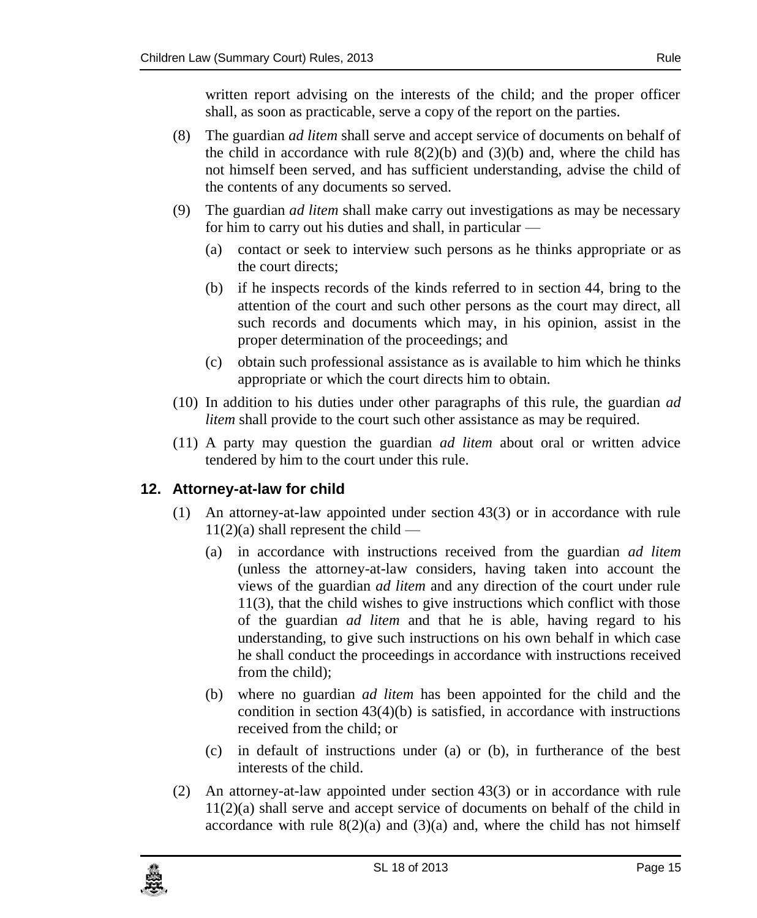written report advising on the interests of the child; and the proper officer shall, as soon as practicable, serve a copy of the report on the parties.

(8) The guardian *ad litem* shall serve and accept service of documents on behalf of the child in accordance with rule 8(2)(b) and (3)(b) and, where the child has not himself been served, and has sufficient understanding, advise the child of the contents of any documents so served.

(9) The guardian *ad litem* shall make carry out investigations as may be necessary for him to carry out his duties and shall, in particular —

(a) contact or seek to interview such persons as he thinks appropriate or as the court directs;

(b) if he inspects records of the kinds referred to in section 44, bring to the attention of the court and such other persons as the court may direct, all such records and documents which may, in his opinion, assist in the proper determination of the proceedings; and

(c) obtain such professional assistance as is available to him which he thinks appropriate or which the court directs him to obtain.

(10) In addition to his duties under other paragraphs of this rule, the guardian *ad litem* shall provide to the court such other assistance as may be required.

(11) A party may question the guardian *ad litem* about oral or written advice tendered by him to the court under this rule.

### 12. Attorney-at-law for child

(1) An attorney-at-law appointed under section 43(3) or in accordance with rule 11(2)(a) shall represent the child —

(a) in accordance with instructions received from the guardian *ad litem* (unless the attorney-at-law considers, having taken into account the views of the guardian *ad litem* and any direction of the court under rule 11(3), that the child wishes to give instructions which conflict with those of the guardian *ad litem* and that he is able, having regard to his understanding, to give such instructions on his own behalf in which case he shall conduct the proceedings in accordance with instructions received from the child);

(b) where no guardian *ad litem* has been appointed for the child and the condition in section 43(4)(b) is satisfied, in accordance with instructions received from the child; or

(c) in default of instructions under (a) or (b), in furtherance of the best interests of the child.

(2) An attorney-at-law appointed under section 43(3) or in accordance with rule 11(2)(a) shall serve and accept service of documents on behalf of the child in accordance with rule 8(2)(a) and (3)(a) and, where the child has not himself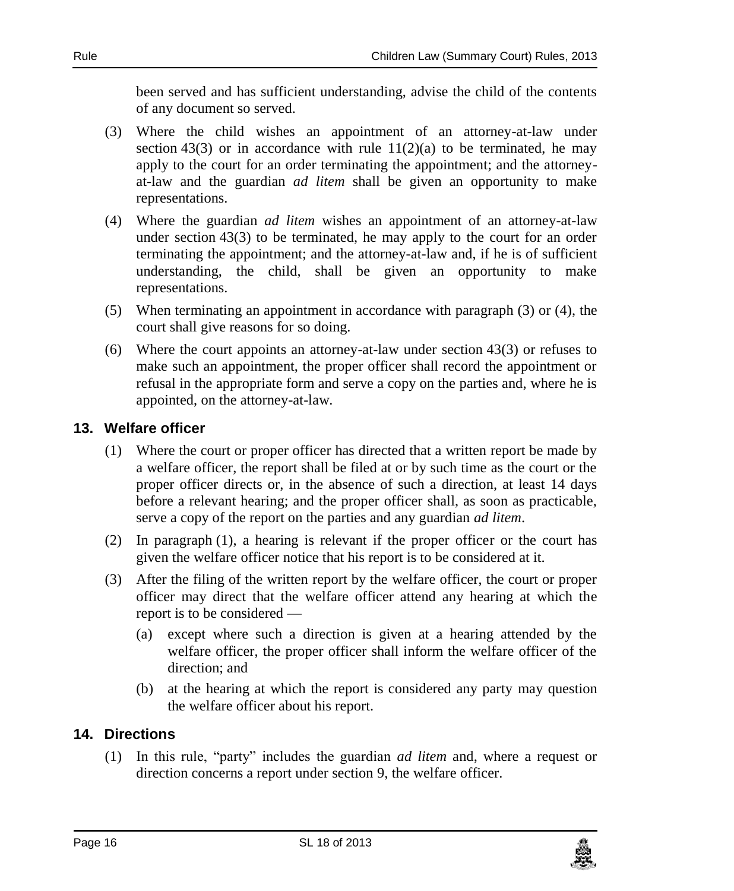been served and has sufficient understanding, advise the child of the contents of any document so served.

(3) Where the child wishes an appointment of an attorney-at-law under section 43(3) or in accordance with rule 11(2)(a) to be terminated, he may apply to the court for an order terminating the appointment; and the attorney-at-law and the guardian *ad litem* shall be given an opportunity to make representations.

(4) Where the guardian *ad litem* wishes an appointment of an attorney-at-law under section 43(3) to be terminated, he may apply to the court for an order terminating the appointment; and the attorney-at-law and, if he is of sufficient understanding, the child, shall be given an opportunity to make representations.

(5) When terminating an appointment in accordance with paragraph (3) or (4), the court shall give reasons for so doing.

(6) Where the court appoints an attorney-at-law under section 43(3) or refuses to make such an appointment, the proper officer shall record the appointment or refusal in the appropriate form and serve a copy on the parties and, where he is appointed, on the attorney-at-law.

## 13. Welfare officer

(1) Where the court or proper officer has directed that a written report be made by a welfare officer, the report shall be filed at or by such time as the court or the proper officer directs or, in the absence of such a direction, at least 14 days before a relevant hearing; and the proper officer shall, as soon as practicable, serve a copy of the report on the parties and any guardian *ad litem*.

(2) In paragraph (1), a hearing is relevant if the proper officer or the court has given the welfare officer notice that his report is to be considered at it.

(3) After the filing of the written report by the welfare officer, the court or proper officer may direct that the welfare officer attend any hearing at which the report is to be considered —

- (a) except where such a direction is given at a hearing attended by the welfare officer, the proper officer shall inform the welfare officer of the direction; and
- (b) at the hearing at which the report is considered any party may question the welfare officer about his report.

## 14. Directions

(1) In this rule, "party" includes the guardian *ad litem* and, where a request or direction concerns a report under section 9, the welfare officer.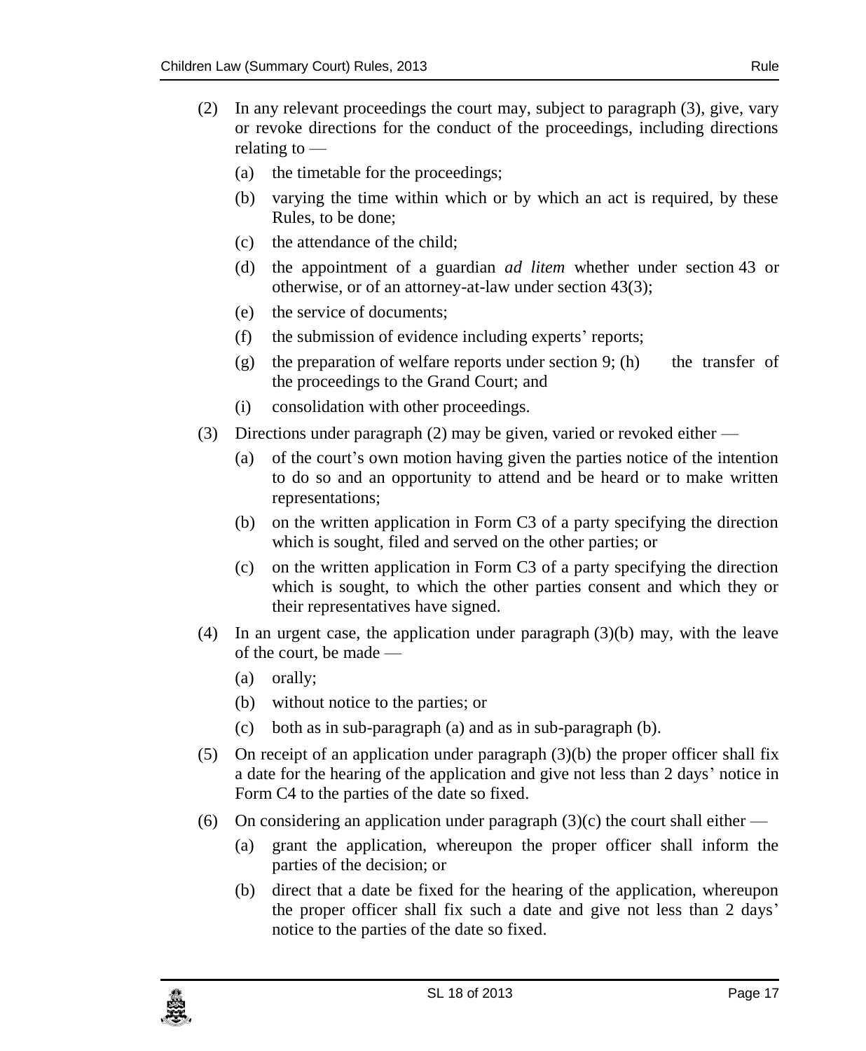(2) In any relevant proceedings the court may, subject to paragraph (3), give, vary or revoke directions for the conduct of the proceedings, including directions relating to —

   (a) the timetable for the proceedings;

   (b) varying the time within which or by which an act is required, by these Rules, to be done;

   (c) the attendance of the child;

   (d) the appointment of a guardian *ad litem* whether under section 43 or otherwise, or of an attorney-at-law under section 43(3);

   (e) the service of documents;

   (f) the submission of evidence including experts' reports;

   (g) the preparation of welfare reports under section 9; (h) the transfer of the proceedings to the Grand Court; and

   (i) consolidation with other proceedings.

(3) Directions under paragraph (2) may be given, varied or revoked either —

   (a) of the court's own motion having given the parties notice of the intention to do so and an opportunity to attend and be heard or to make written representations;

   (b) on the written application in Form C3 of a party specifying the direction which is sought, filed and served on the other parties; or

   (c) on the written application in Form C3 of a party specifying the direction which is sought, to which the other parties consent and which they or their representatives have signed.

(4) In an urgent case, the application under paragraph (3)(b) may, with the leave of the court, be made —

   (a) orally;

   (b) without notice to the parties; or

   (c) both as in sub-paragraph (a) and as in sub-paragraph (b).

(5) On receipt of an application under paragraph (3)(b) the proper officer shall fix a date for the hearing of the application and give not less than 2 days' notice in Form C4 to the parties of the date so fixed.

(6) On considering an application under paragraph (3)(c) the court shall either —

   (a) grant the application, whereupon the proper officer shall inform the parties of the decision; or

   (b) direct that a date be fixed for the hearing of the application, whereupon the proper officer shall fix such a date and give not less than 2 days' notice to the parties of the date so fixed.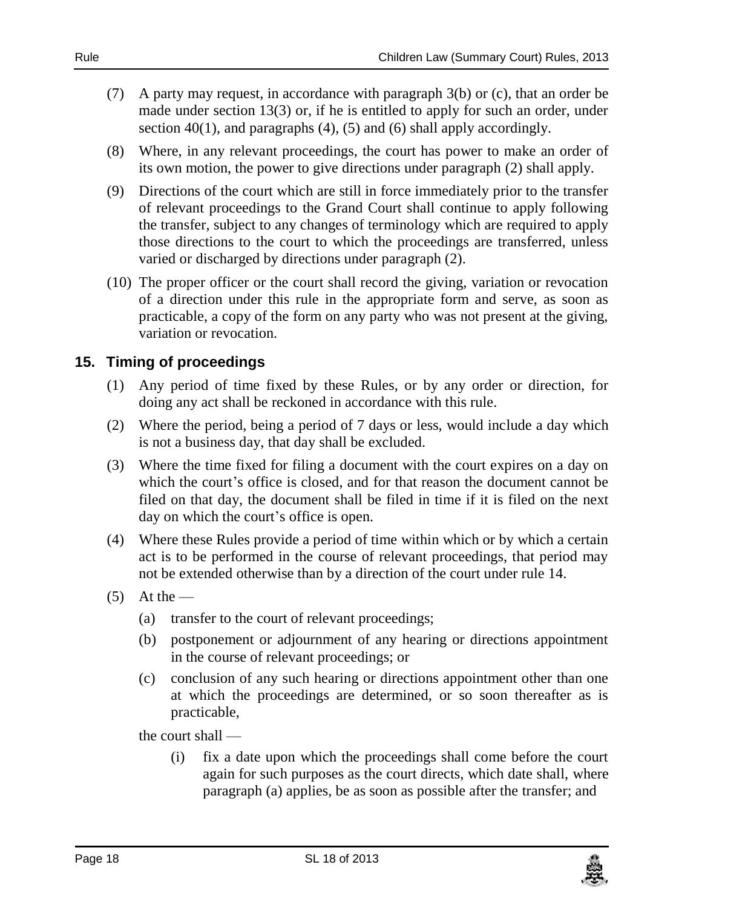(7) A party may request, in accordance with paragraph 3(b) or (c), that an order be made under section 13(3) or, if he is entitled to apply for such an order, under section 40(1), and paragraphs (4), (5) and (6) shall apply accordingly.

(8) Where, in any relevant proceedings, the court has power to make an order of its own motion, the power to give directions under paragraph (2) shall apply.

(9) Directions of the court which are still in force immediately prior to the transfer of relevant proceedings to the Grand Court shall continue to apply following the transfer, subject to any changes of terminology which are required to apply those directions to the court to which the proceedings are transferred, unless varied or discharged by directions under paragraph (2).

(10) The proper officer or the court shall record the giving, variation or revocation of a direction under this rule in the appropriate form and serve, as soon as practicable, a copy of the form on any party who was not present at the giving, variation or revocation.

## 15. Timing of proceedings

(1) Any period of time fixed by these Rules, or by any order or direction, for doing any act shall be reckoned in accordance with this rule.

(2) Where the period, being a period of 7 days or less, would include a day which is not a business day, that day shall be excluded.

(3) Where the time fixed for filing a document with the court expires on a day on which the court's office is closed, and for that reason the document cannot be filed on that day, the document shall be filed in time if it is filed on the next day on which the court's office is open.

(4) Where these Rules provide a period of time within which or by which a certain act is to be performed in the course of relevant proceedings, that period may not be extended otherwise than by a direction of the court under rule 14.

(5) At the —

- (a) transfer to the court of relevant proceedings;
- (b) postponement or adjournment of any hearing or directions appointment in the course of relevant proceedings; or
- (c) conclusion of any such hearing or directions appointment other than one at which the proceedings are determined, or so soon thereafter as is practicable,

the court shall —

- (i) fix a date upon which the proceedings shall come before the court again for such purposes as the court directs, which date shall, where paragraph (a) applies, be as soon as possible after the transfer; and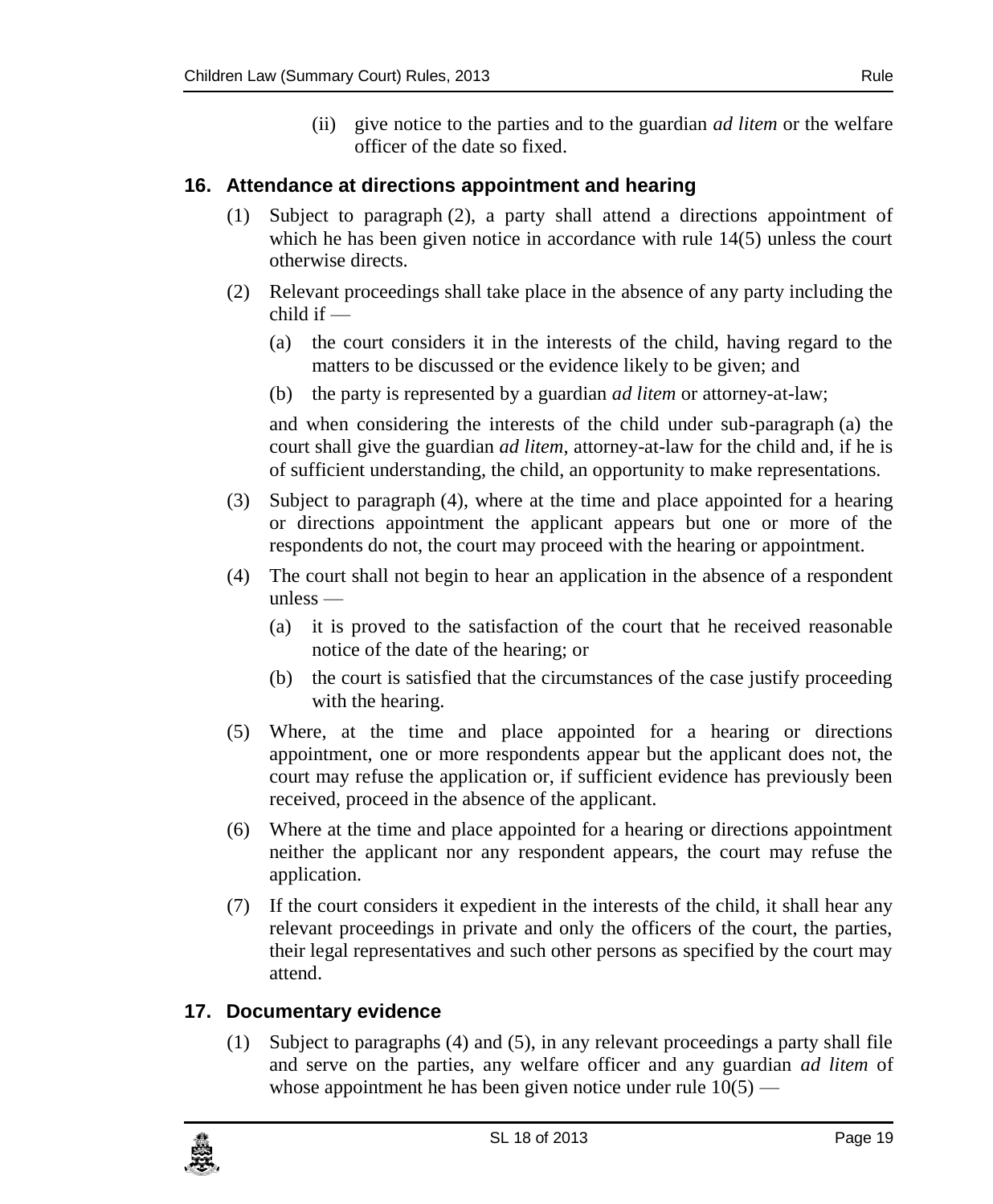(ii) give notice to the parties and to the guardian *ad litem* or the welfare officer of the date so fixed.

### 16. Attendance at directions appointment and hearing

(1) Subject to paragraph (2), a party shall attend a directions appointment of which he has been given notice in accordance with rule 14(5) unless the court otherwise directs.

(2) Relevant proceedings shall take place in the absence of any party including the child if —

(a) the court considers it in the interests of the child, having regard to the matters to be discussed or the evidence likely to be given; and

(b) the party is represented by a guardian *ad litem* or attorney-at-law;

and when considering the interests of the child under sub-paragraph (a) the court shall give the guardian *ad litem*, attorney-at-law for the child and, if he is of sufficient understanding, the child, an opportunity to make representations.

(3) Subject to paragraph (4), where at the time and place appointed for a hearing or directions appointment the applicant appears but one or more of the respondents do not, the court may proceed with the hearing or appointment.

(4) The court shall not begin to hear an application in the absence of a respondent unless —

(a) it is proved to the satisfaction of the court that he received reasonable notice of the date of the hearing; or

(b) the court is satisfied that the circumstances of the case justify proceeding with the hearing.

(5) Where, at the time and place appointed for a hearing or directions appointment, one or more respondents appear but the applicant does not, the court may refuse the application or, if sufficient evidence has previously been received, proceed in the absence of the applicant.

(6) Where at the time and place appointed for a hearing or directions appointment neither the applicant nor any respondent appears, the court may refuse the application.

(7) If the court considers it expedient in the interests of the child, it shall hear any relevant proceedings in private and only the officers of the court, the parties, their legal representatives and such other persons as specified by the court may attend.

### 17. Documentary evidence

(1) Subject to paragraphs (4) and (5), in any relevant proceedings a party shall file and serve on the parties, any welfare officer and any guardian *ad litem* of whose appointment he has been given notice under rule 10(5) —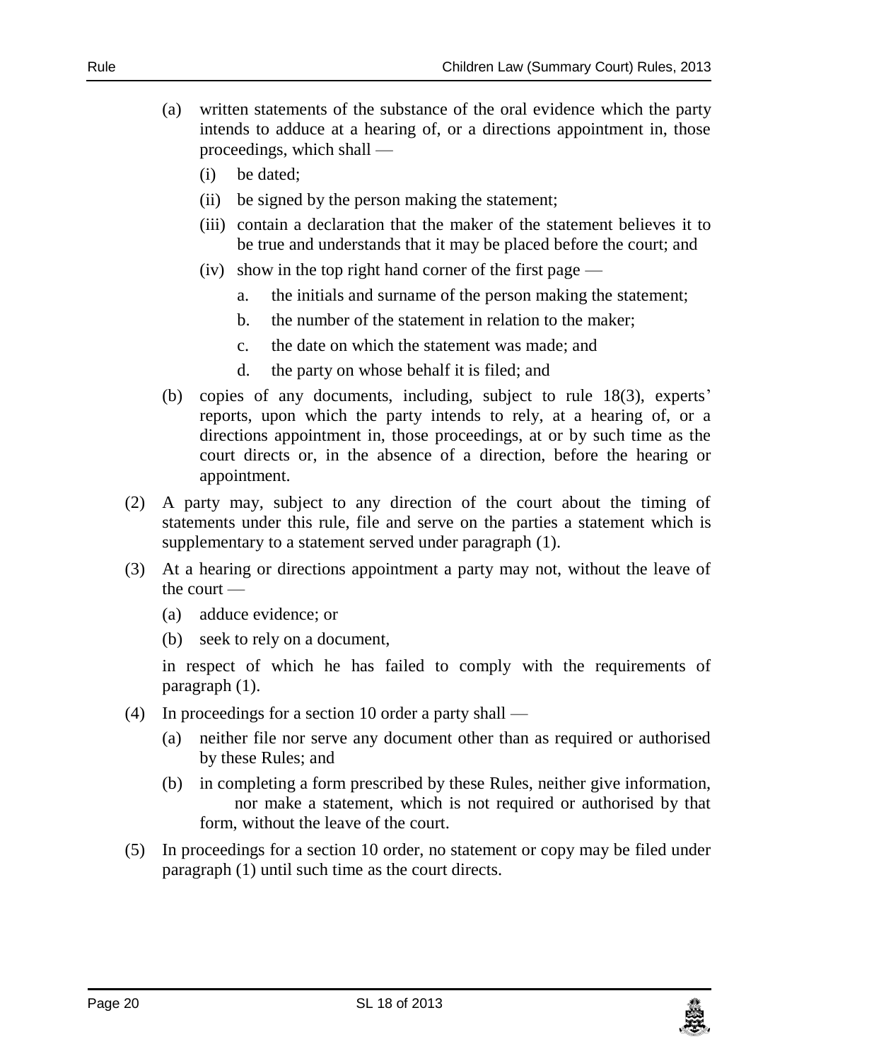(a) written statements of the substance of the oral evidence which the party intends to adduce at a hearing of, or a directions appointment in, those proceedings, which shall —

   (i) be dated;

   (ii) be signed by the person making the statement;

   (iii) contain a declaration that the maker of the statement believes it to be true and understands that it may be placed before the court; and

   (iv) show in the top right hand corner of the first page —

      a. the initials and surname of the person making the statement;

      b. the number of the statement in relation to the maker;

      c. the date on which the statement was made; and

      d. the party on whose behalf it is filed; and

(b) copies of any documents, including, subject to rule 18(3), experts' reports, upon which the party intends to rely, at a hearing of, or a directions appointment in, those proceedings, at or by such time as the court directs or, in the absence of a direction, before the hearing or appointment.

(2) A party may, subject to any direction of the court about the timing of statements under this rule, file and serve on the parties a statement which is supplementary to a statement served under paragraph (1).

(3) At a hearing or directions appointment a party may not, without the leave of the court —

(a) adduce evidence; or

(b) seek to rely on a document,

in respect of which he has failed to comply with the requirements of paragraph (1).

(4) In proceedings for a section 10 order a party shall —

(a) neither file nor serve any document other than as required or authorised by these Rules; and

(b) in completing a form prescribed by these Rules, neither give information, nor make a statement, which is not required or authorised by that form, without the leave of the court.

(5) In proceedings for a section 10 order, no statement or copy may be filed under paragraph (1) until such time as the court directs.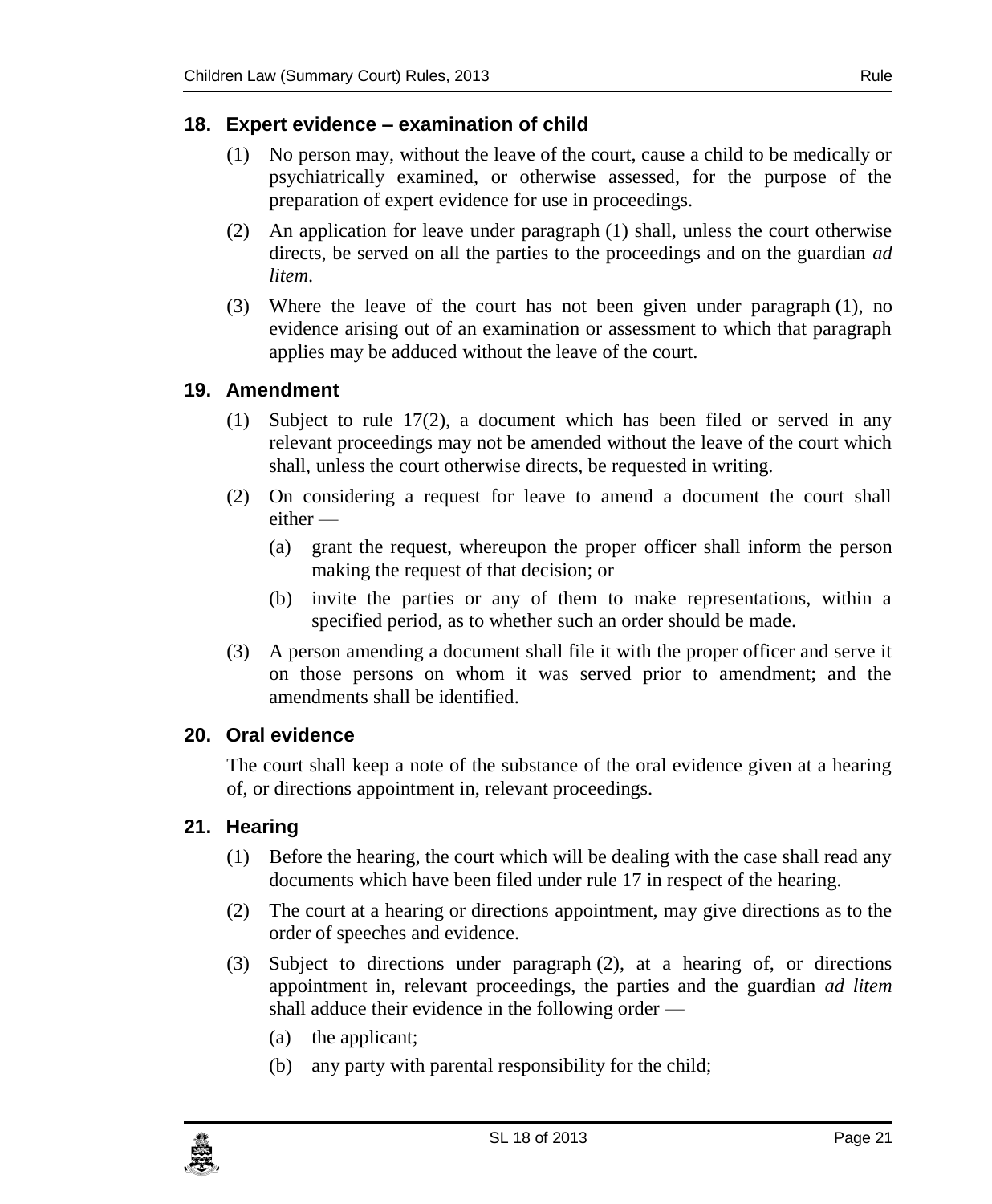## 18. Expert evidence – examination of child

(1) No person may, without the leave of the court, cause a child to be medically or psychiatrically examined, or otherwise assessed, for the purpose of the preparation of expert evidence for use in proceedings.

(2) An application for leave under paragraph (1) shall, unless the court otherwise directs, be served on all the parties to the proceedings and on the guardian *ad litem*.

(3) Where the leave of the court has not been given under paragraph (1), no evidence arising out of an examination or assessment to which that paragraph applies may be adduced without the leave of the court.

## 19. Amendment

(1) Subject to rule 17(2), a document which has been filed or served in any relevant proceedings may not be amended without the leave of the court which shall, unless the court otherwise directs, be requested in writing.

(2) On considering a request for leave to amend a document the court shall either —

(a) grant the request, whereupon the proper officer shall inform the person making the request of that decision; or

(b) invite the parties or any of them to make representations, within a specified period, as to whether such an order should be made.

(3) A person amending a document shall file it with the proper officer and serve it on those persons on whom it was served prior to amendment; and the amendments shall be identified.

## 20. Oral evidence

The court shall keep a note of the substance of the oral evidence given at a hearing of, or directions appointment in, relevant proceedings.

## 21. Hearing

(1) Before the hearing, the court which will be dealing with the case shall read any documents which have been filed under rule 17 in respect of the hearing.

(2) The court at a hearing or directions appointment, may give directions as to the order of speeches and evidence.

(3) Subject to directions under paragraph (2), at a hearing of, or directions appointment in, relevant proceedings, the parties and the guardian *ad litem* shall adduce their evidence in the following order —

(a) the applicant;

(b) any party with parental responsibility for the child;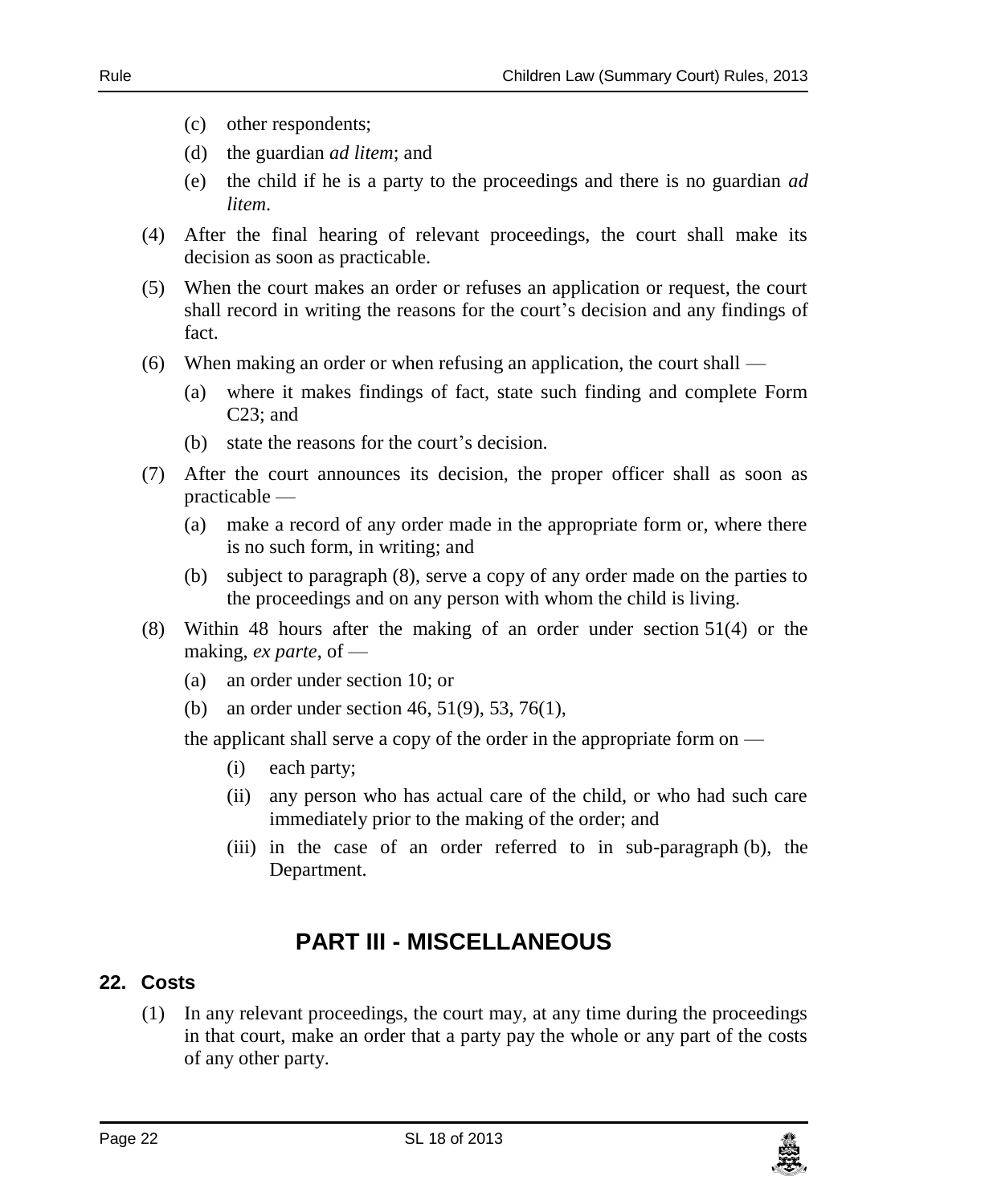(c) other respondents;

(d) the guardian *ad litem*; and

(e) the child if he is a party to the proceedings and there is no guardian *ad litem*.

(4) After the final hearing of relevant proceedings, the court shall make its decision as soon as practicable.

(5) When the court makes an order or refuses an application or request, the court shall record in writing the reasons for the court's decision and any findings of fact.

(6) When making an order or when refusing an application, the court shall —

(a) where it makes findings of fact, state such finding and complete Form C23; and

(b) state the reasons for the court's decision.

(7) After the court announces its decision, the proper officer shall as soon as practicable —

(a) make a record of any order made in the appropriate form or, where there is no such form, in writing; and

(b) subject to paragraph (8), serve a copy of any order made on the parties to the proceedings and on any person with whom the child is living.

(8) Within 48 hours after the making of an order under section 51(4) or the making, *ex parte*, of —

(a) an order under section 10; or

(b) an order under section 46, 51(9), 53, 76(1),

the applicant shall serve a copy of the order in the appropriate form on —

(i) each party;

(ii) any person who has actual care of the child, or who had such care immediately prior to the making of the order; and

(iii) in the case of an order referred to in sub-paragraph (b), the Department.

# PART III - MISCELLANEOUS

## 22. Costs

(1) In any relevant proceedings, the court may, at any time during the proceedings in that court, make an order that a party pay the whole or any part of the costs of any other party.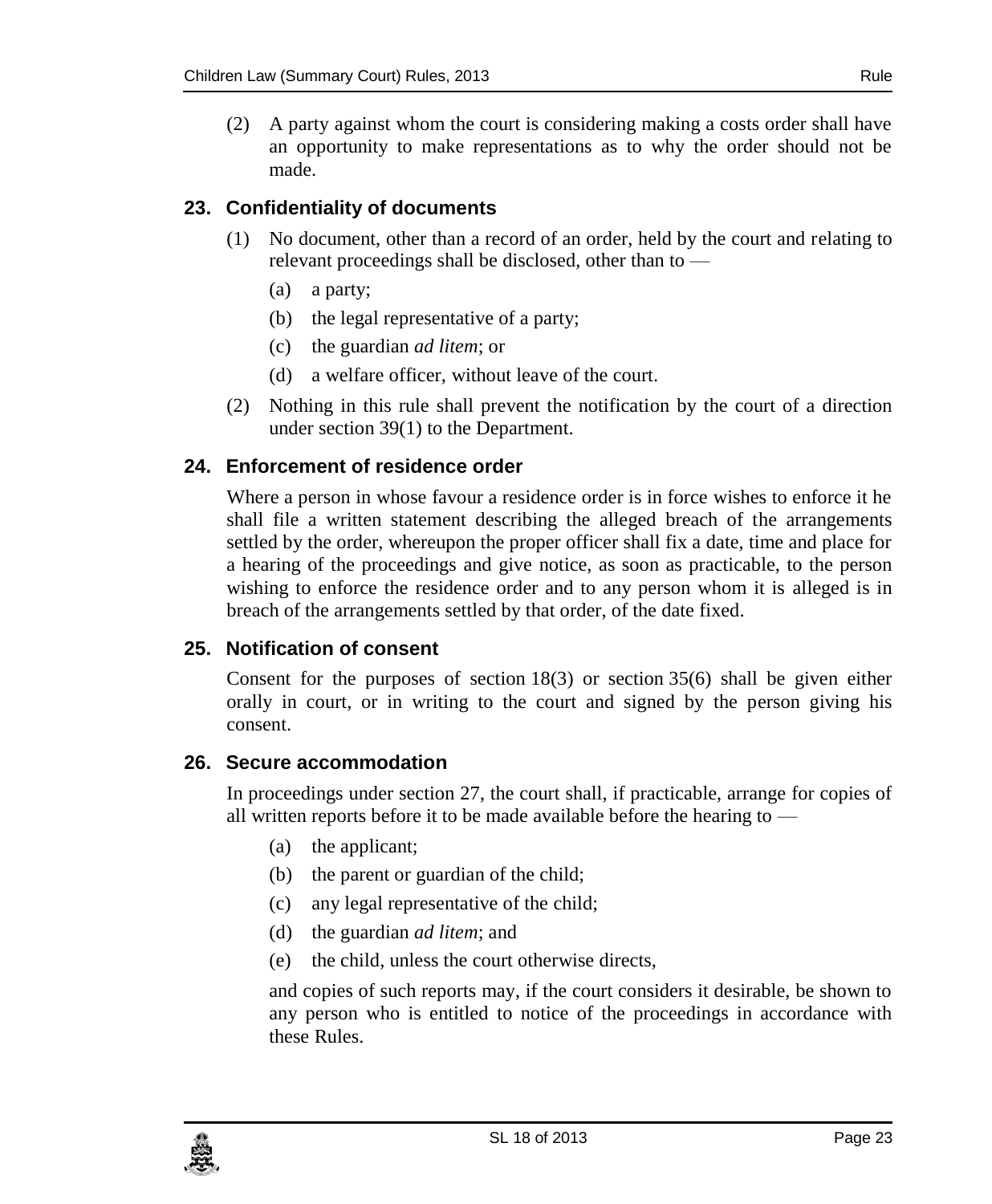(2) A party against whom the court is considering making a costs order shall have an opportunity to make representations as to why the order should not be made.

### 23. Confidentiality of documents

(1) No document, other than a record of an order, held by the court and relating to relevant proceedings shall be disclosed, other than to —

(a) a party;

(b) the legal representative of a party;

(c) the guardian *ad litem*; or

(d) a welfare officer, without leave of the court.

(2) Nothing in this rule shall prevent the notification by the court of a direction under section 39(1) to the Department.

### 24. Enforcement of residence order

Where a person in whose favour a residence order is in force wishes to enforce it he shall file a written statement describing the alleged breach of the arrangements settled by the order, whereupon the proper officer shall fix a date, time and place for a hearing of the proceedings and give notice, as soon as practicable, to the person wishing to enforce the residence order and to any person whom it is alleged is in breach of the arrangements settled by that order, of the date fixed.

### 25. Notification of consent

Consent for the purposes of section 18(3) or section 35(6) shall be given either orally in court, or in writing to the court and signed by the person giving his consent.

### 26. Secure accommodation

In proceedings under section 27, the court shall, if practicable, arrange for copies of all written reports before it to be made available before the hearing to —

(a) the applicant;

(b) the parent or guardian of the child;

(c) any legal representative of the child;

(d) the guardian *ad litem*; and

(e) the child, unless the court otherwise directs,

and copies of such reports may, if the court considers it desirable, be shown to any person who is entitled to notice of the proceedings in accordance with these Rules.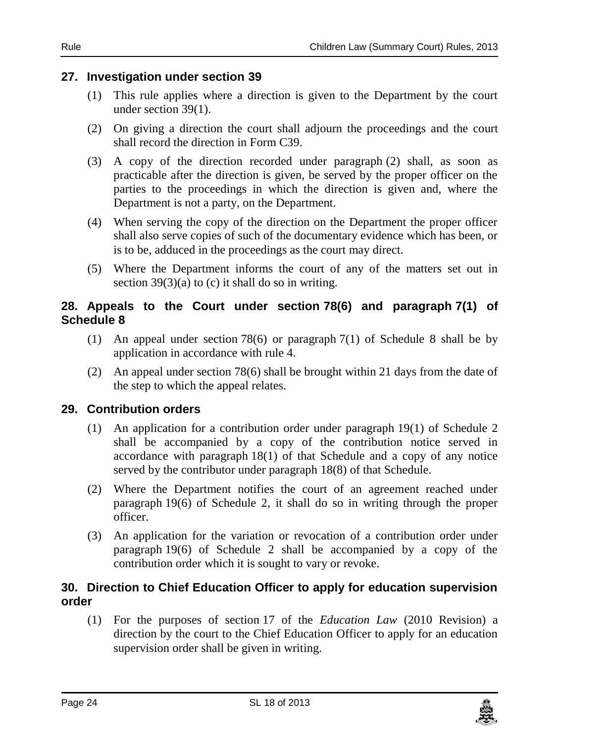### 27. Investigation under section 39

(1) This rule applies where a direction is given to the Department by the court under section 39(1).

(2) On giving a direction the court shall adjourn the proceedings and the court shall record the direction in Form C39.

(3) A copy of the direction recorded under paragraph (2) shall, as soon as practicable after the direction is given, be served by the proper officer on the parties to the proceedings in which the direction is given and, where the Department is not a party, on the Department.

(4) When serving the copy of the direction on the Department the proper officer shall also serve copies of such of the documentary evidence which has been, or is to be, adduced in the proceedings as the court may direct.

(5) Where the Department informs the court of any of the matters set out in section 39(3)(a) to (c) it shall do so in writing.

### 28. Appeals to the Court under section 78(6) and paragraph 7(1) of Schedule 8

(1) An appeal under section 78(6) or paragraph 7(1) of Schedule 8 shall be by application in accordance with rule 4.

(2) An appeal under section 78(6) shall be brought within 21 days from the date of the step to which the appeal relates.

### 29. Contribution orders

(1) An application for a contribution order under paragraph 19(1) of Schedule 2 shall be accompanied by a copy of the contribution notice served in accordance with paragraph 18(1) of that Schedule and a copy of any notice served by the contributor under paragraph 18(8) of that Schedule.

(2) Where the Department notifies the court of an agreement reached under paragraph 19(6) of Schedule 2, it shall do so in writing through the proper officer.

(3) An application for the variation or revocation of a contribution order under paragraph 19(6) of Schedule 2 shall be accompanied by a copy of the contribution order which it is sought to vary or revoke.

### 30. Direction to Chief Education Officer to apply for education supervision order

(1) For the purposes of section 17 of the *Education Law* (2010 Revision) a direction by the court to the Chief Education Officer to apply for an education supervision order shall be given in writing.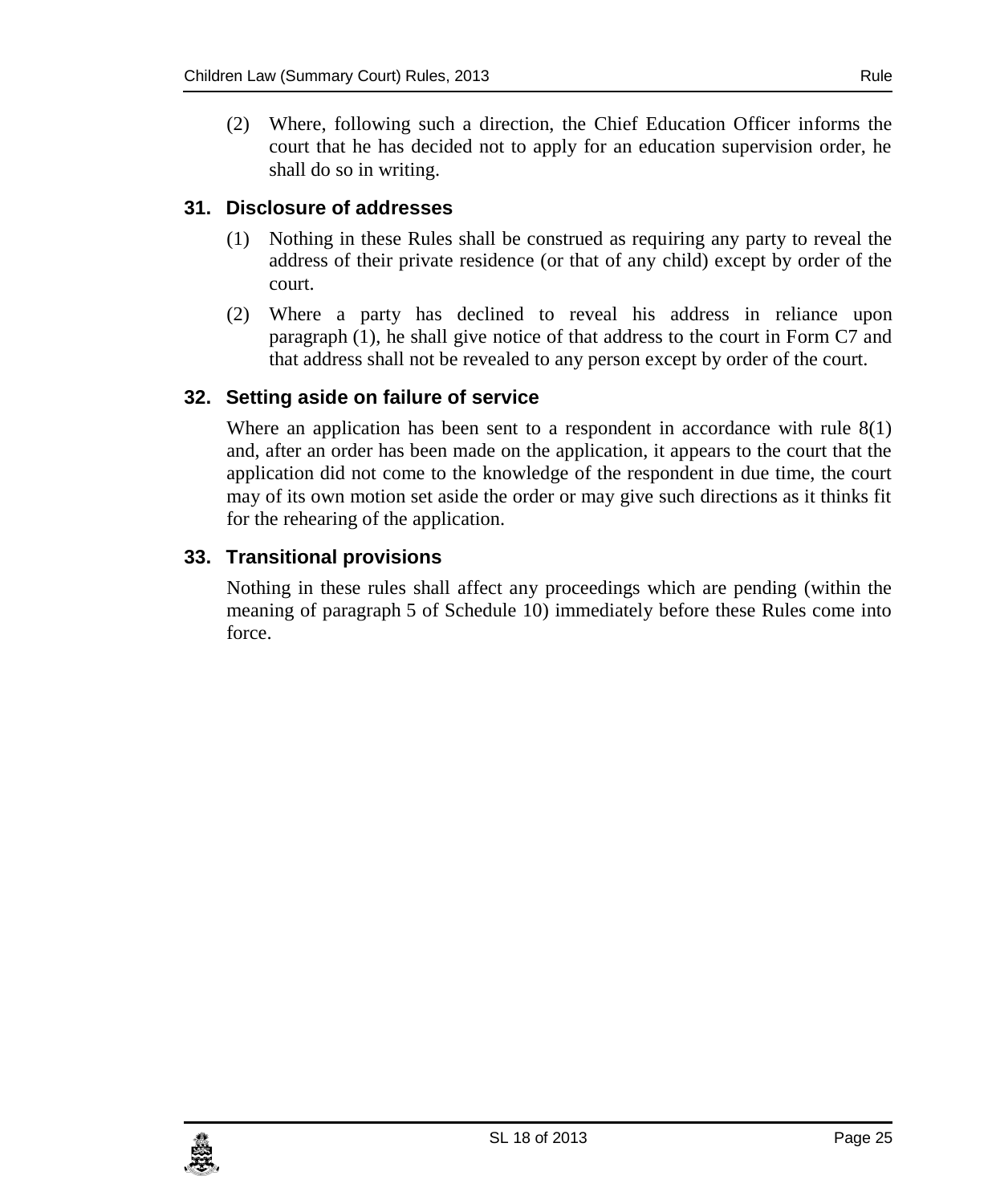(2) Where, following such a direction, the Chief Education Officer informs the court that he has decided not to apply for an education supervision order, he shall do so in writing.

### 31. Disclosure of addresses

(1) Nothing in these Rules shall be construed as requiring any party to reveal the address of their private residence (or that of any child) except by order of the court.

(2) Where a party has declined to reveal his address in reliance upon paragraph (1), he shall give notice of that address to the court in Form C7 and that address shall not be revealed to any person except by order of the court.

### 32. Setting aside on failure of service

Where an application has been sent to a respondent in accordance with rule 8(1) and, after an order has been made on the application, it appears to the court that the application did not come to the knowledge of the respondent in due time, the court may of its own motion set aside the order or may give such directions as it thinks fit for the rehearing of the application.

### 33. Transitional provisions

Nothing in these rules shall affect any proceedings which are pending (within the meaning of paragraph 5 of Schedule 10) immediately before these Rules come into force.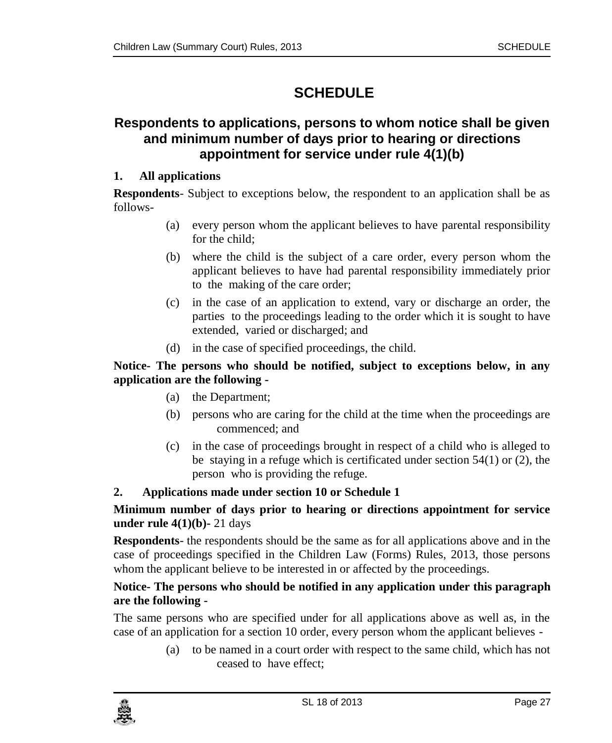# SCHEDULE

## Respondents to applications, persons to whom notice shall be given and minimum number of days prior to hearing or directions appointment for service under rule 4(1)(b)

**1. All applications**

**Respondents**- Subject to exceptions below, the respondent to an application shall be as follows-

- (a) every person whom the applicant believes to have parental responsibility for the child;
- (b) where the child is the subject of a care order, every person whom the applicant believes to have had parental responsibility immediately prior to the making of the care order;
- (c) in the case of an application to extend, vary or discharge an order, the parties to the proceedings leading to the order which it is sought to have extended, varied or discharged; and
- (d) in the case of specified proceedings, the child.

**Notice- The persons who should be notified, subject to exceptions below, in any application are the following -**

- (a) the Department;
- (b) persons who are caring for the child at the time when the proceedings are commenced; and
- (c) in the case of proceedings brought in respect of a child who is alleged to be staying in a refuge which is certificated under section 54(1) or (2), the person who is providing the refuge.

**2. Applications made under section 10 or Schedule 1**

**Minimum number of days prior to hearing or directions appointment for service under rule 4(1)(b)-** 21 days

**Respondents**- the respondents should be the same as for all applications above and in the case of proceedings specified in the Children Law (Forms) Rules, 2013, those persons whom the applicant believe to be interested in or affected by the proceedings.

**Notice- The persons who should be notified in any application under this paragraph are the following -**

The same persons who are specified under for all applications above as well as, in the case of an application for a section 10 order, every person whom the applicant believes -

- (a) to be named in a court order with respect to the same child, which has not ceased to have effect;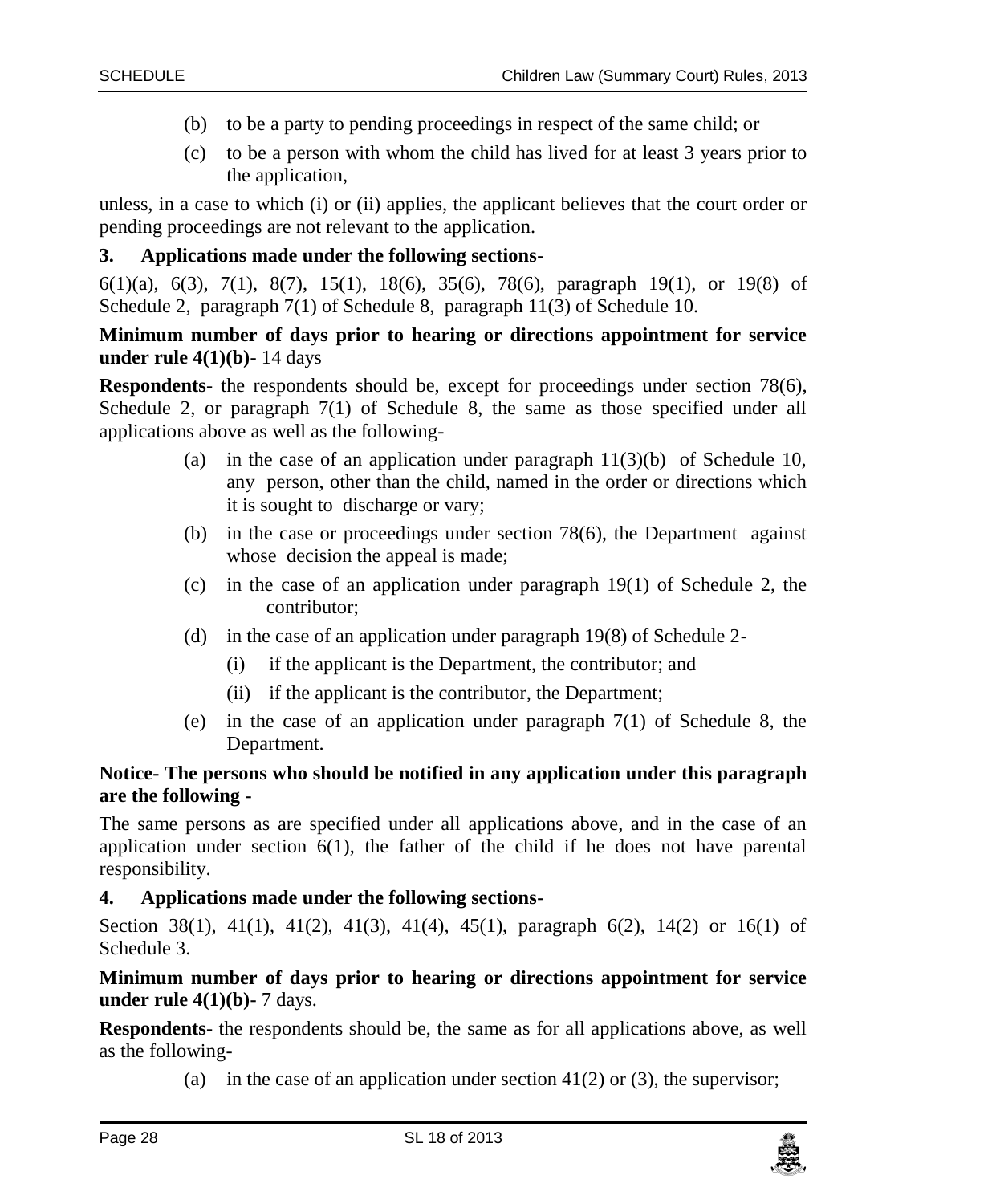(b) to be a party to pending proceedings in respect of the same child; or

(c) to be a person with whom the child has lived for at least 3 years prior to the application,

unless, in a case to which (i) or (ii) applies, the applicant believes that the court order or pending proceedings are not relevant to the application.

**3. Applications made under the following sections-**

6(1)(a), 6(3), 7(1), 8(7), 15(1), 18(6), 35(6), 78(6), paragraph 19(1), or 19(8) of Schedule 2, paragraph 7(1) of Schedule 8, paragraph 11(3) of Schedule 10.

**Minimum number of days prior to hearing or directions appointment for service under rule 4(1)(b)-** 14 days

**Respondents**- the respondents should be, except for proceedings under section 78(6), Schedule 2, or paragraph 7(1) of Schedule 8, the same as those specified under all applications above as well as the following-

(a) in the case of an application under paragraph 11(3)(b) of Schedule 10, any person, other than the child, named in the order or directions which it is sought to discharge or vary;

(b) in the case or proceedings under section 78(6), the Department against whose decision the appeal is made;

(c) in the case of an application under paragraph 19(1) of Schedule 2, the contributor;

(d) in the case of an application under paragraph 19(8) of Schedule 2-

(i) if the applicant is the Department, the contributor; and

(ii) if the applicant is the contributor, the Department;

(e) in the case of an application under paragraph 7(1) of Schedule 8, the Department.

**Notice- The persons who should be notified in any application under this paragraph are the following -**

The same persons as are specified under all applications above, and in the case of an application under section 6(1), the father of the child if he does not have parental responsibility.

**4. Applications made under the following sections-**

Section 38(1), 41(1), 41(2), 41(3), 41(4), 45(1), paragraph 6(2), 14(2) or 16(1) of Schedule 3.

**Minimum number of days prior to hearing or directions appointment for service under rule 4(1)(b)-** 7 days.

**Respondents**- the respondents should be, the same as for all applications above, as well as the following-

(a) in the case of an application under section 41(2) or (3), the supervisor;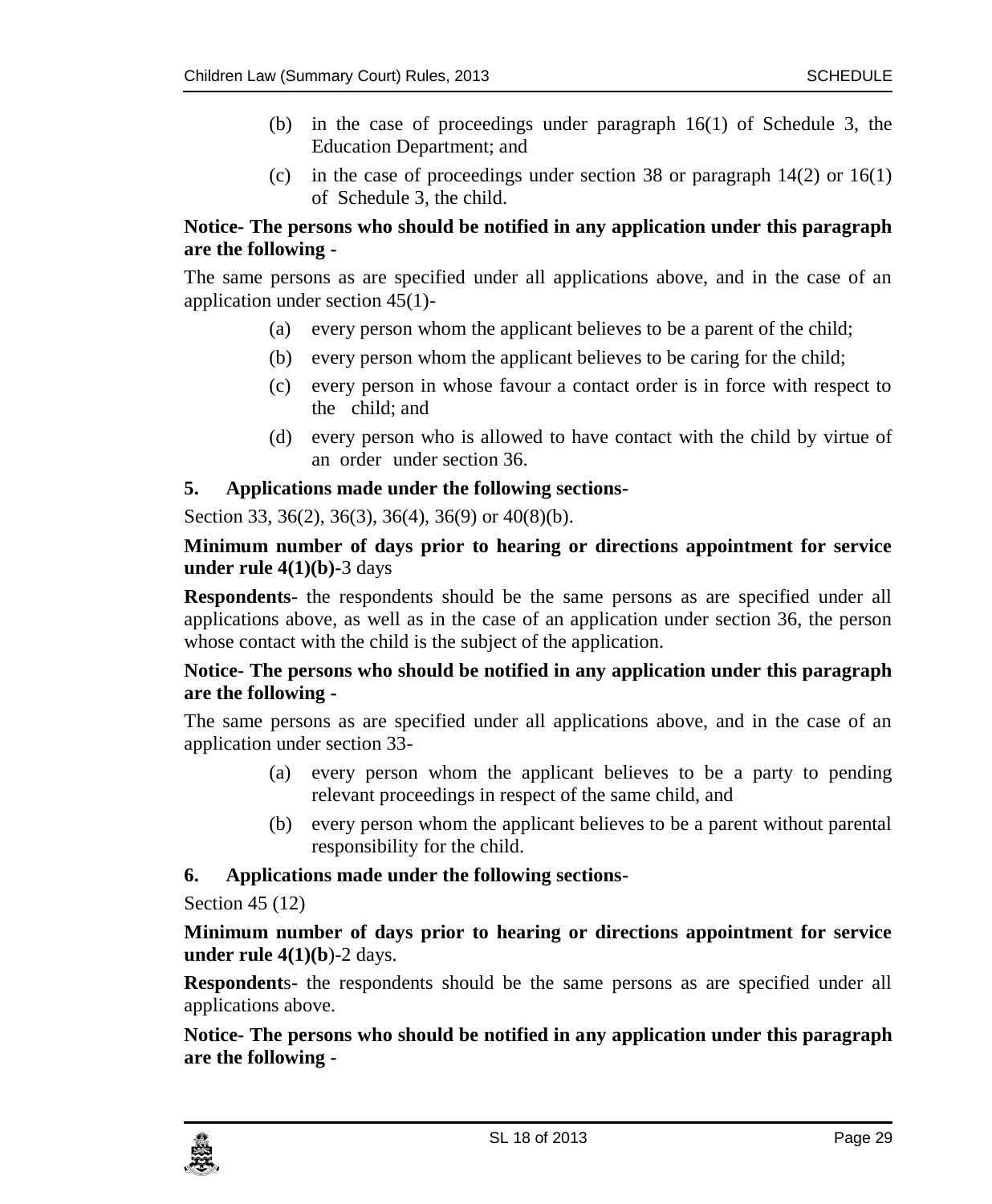(b) in the case of proceedings under paragraph 16(1) of Schedule 3, the Education Department; and

(c) in the case of proceedings under section 38 or paragraph 14(2) or 16(1) of Schedule 3, the child.

**Notice- The persons who should be notified in any application under this paragraph are the following -**

The same persons as are specified under all applications above, and in the case of an application under section 45(1)-

(a) every person whom the applicant believes to be a parent of the child;

(b) every person whom the applicant believes to be caring for the child;

(c) every person in whose favour a contact order is in force with respect to the child; and

(d) every person who is allowed to have contact with the child by virtue of an order under section 36.

**5. Applications made under the following sections-**

Section 33, 36(2), 36(3), 36(4), 36(9) or 40(8)(b).

**Minimum number of days prior to hearing or directions appointment for service under rule 4(1)(b)-**3 days

**Respondents**- the respondents should be the same persons as are specified under all applications above, as well as in the case of an application under section 36, the person whose contact with the child is the subject of the application.

**Notice- The persons who should be notified in any application under this paragraph are the following -**

The same persons as are specified under all applications above, and in the case of an application under section 33-

(a) every person whom the applicant believes to be a party to pending relevant proceedings in respect of the same child, and

(b) every person whom the applicant believes to be a parent without parental responsibility for the child.

**6. Applications made under the following sections-**

Section 45 (12)

**Minimum number of days prior to hearing or directions appointment for service under rule 4(1)(b**)-2 days.

**Respondent**s- the respondents should be the same persons as are specified under all applications above.

**Notice- The persons who should be notified in any application under this paragraph are the following -**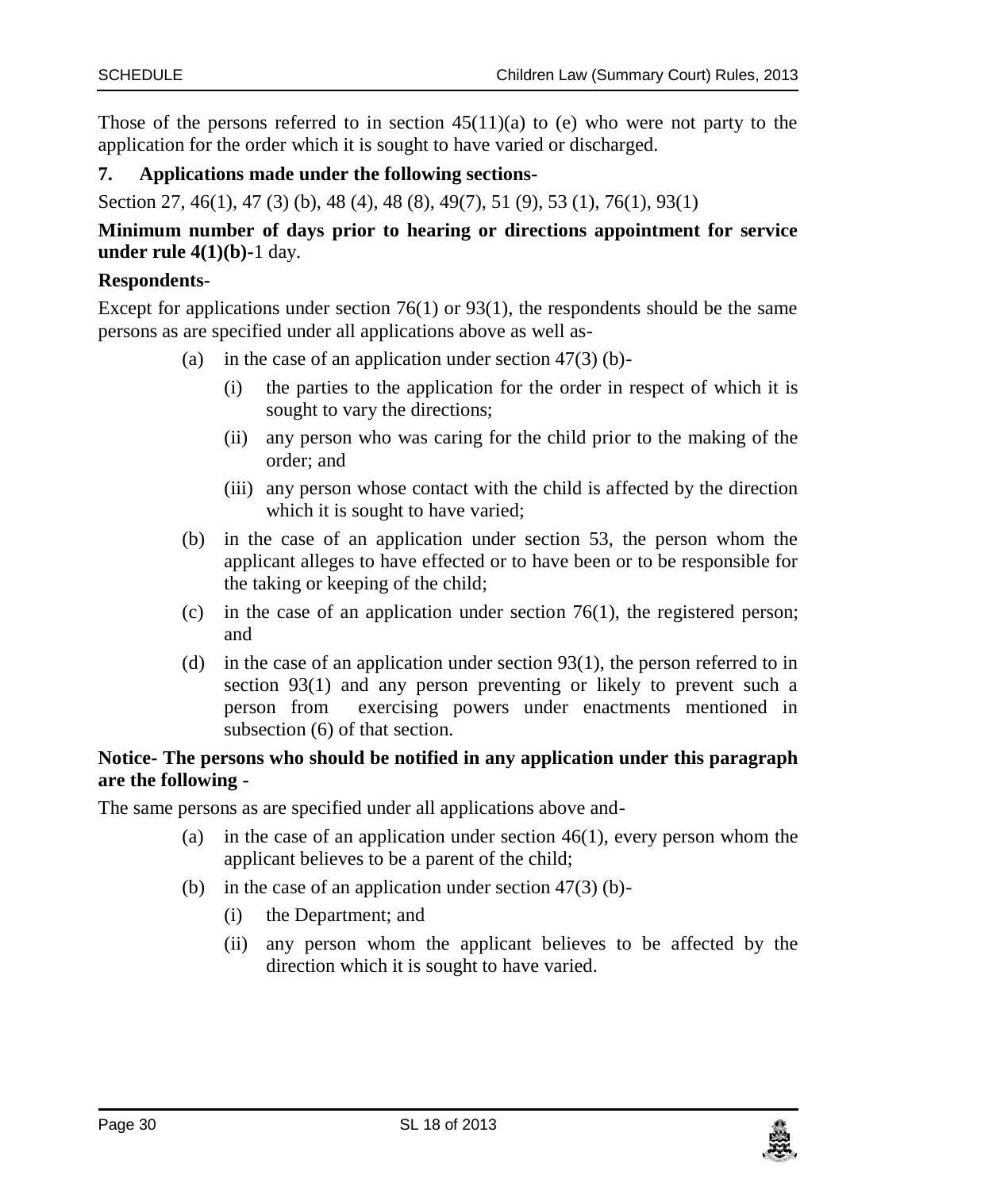Those of the persons referred to in section 45(11)(a) to (e) who were not party to the application for the order which it is sought to have varied or discharged.

**7. Applications made under the following sections-**

Section 27, 46(1), 47 (3) (b), 48 (4), 48 (8), 49(7), 51 (9), 53 (1), 76(1), 93(1)

**Minimum number of days prior to hearing or directions appointment for service under rule 4(1)(b)-**1 day.

**Respondents-**

Except for applications under section 76(1) or 93(1), the respondents should be the same persons as are specified under all applications above as well as-

- (a) in the case of an application under section 47(3) (b)-
  - (i) the parties to the application for the order in respect of which it is sought to vary the directions;
  - (ii) any person who was caring for the child prior to the making of the order; and
  - (iii) any person whose contact with the child is affected by the direction which it is sought to have varied;
- (b) in the case of an application under section 53, the person whom the applicant alleges to have effected or to have been or to be responsible for the taking or keeping of the child;
- (c) in the case of an application under section 76(1), the registered person; and
- (d) in the case of an application under section 93(1), the person referred to in section 93(1) and any person preventing or likely to prevent such a person from exercising powers under enactments mentioned in subsection (6) of that section.

**Notice- The persons who should be notified in any application under this paragraph are the following -**

The same persons as are specified under all applications above and-

- (a) in the case of an application under section 46(1), every person whom the applicant believes to be a parent of the child;
- (b) in the case of an application under section 47(3) (b)-
  - (i) the Department; and
  - (ii) any person whom the applicant believes to be affected by the direction which it is sought to have varied.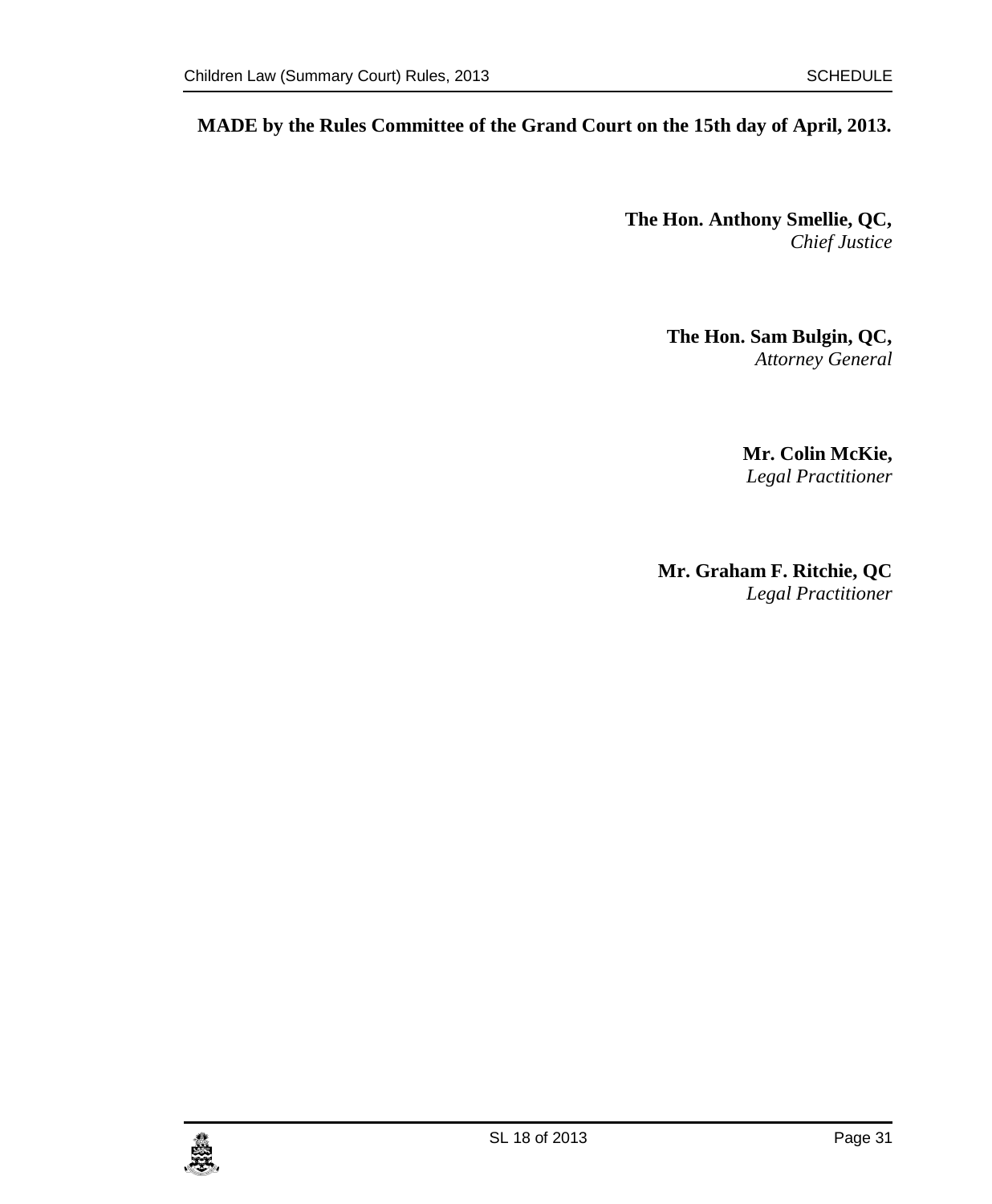**MADE by the Rules Committee of the Grand Court on the 15th day of April, 2013.**

**The Hon. Anthony Smellie, QC,**
*Chief Justice*

**The Hon. Sam Bulgin, QC,**
*Attorney General*

**Mr. Colin McKie,**
*Legal Practitioner*

**Mr. Graham F. Ritchie, QC**
*Legal Practitioner*